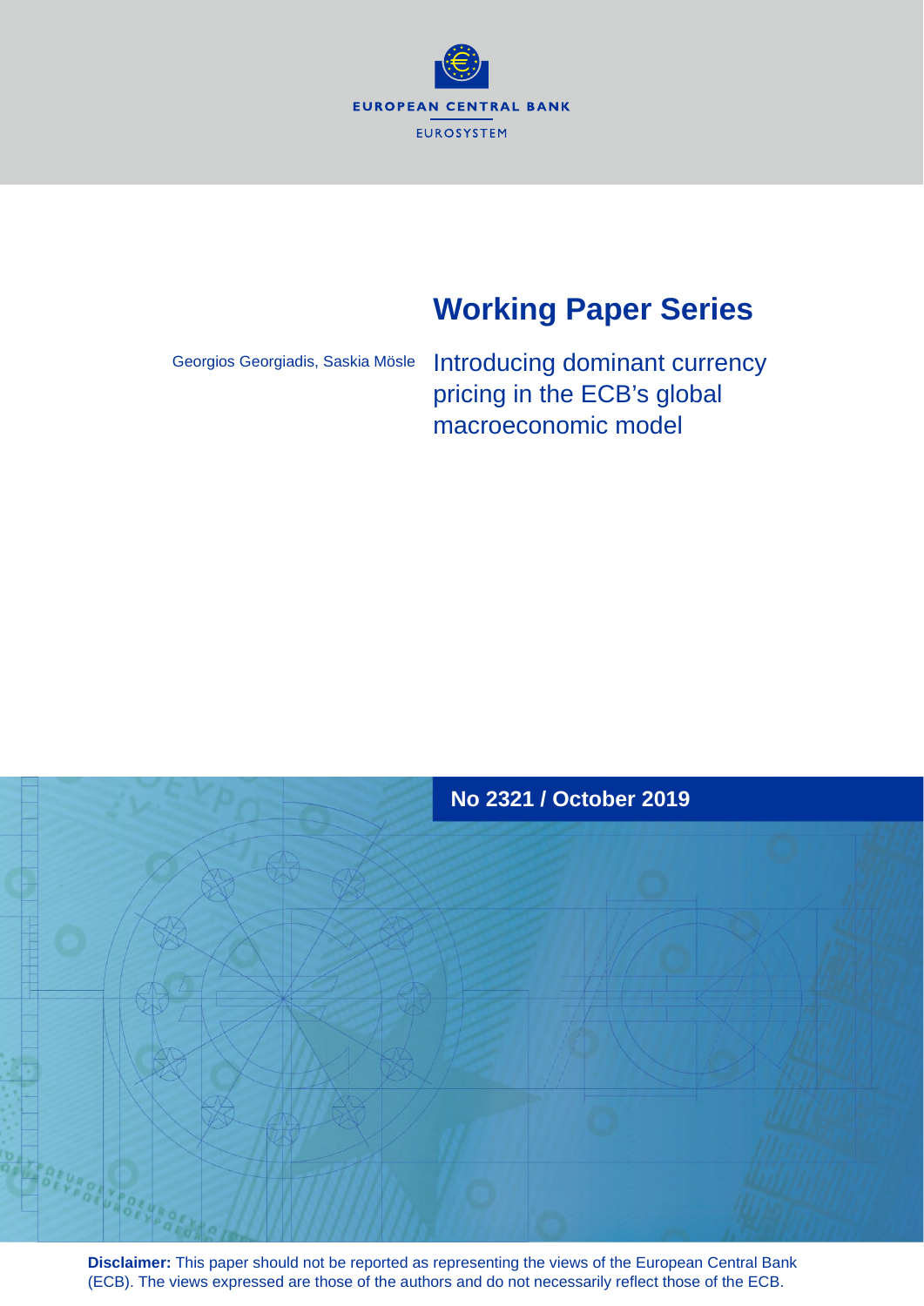EUROPEAN CENTRAL BANK

EUROSYSTEM

# Working Paper Series

Georgios Georgiadis, Saskia Mösle

## Introducing dominant currency pricing in the ECB's global macroeconomic model

**No 2321 / October 2019**

**Disclaimer:** This paper should not be reported as representing the views of the European Central Bank (ECB). The views expressed are those of the authors and do not necessarily reflect those of the ECB.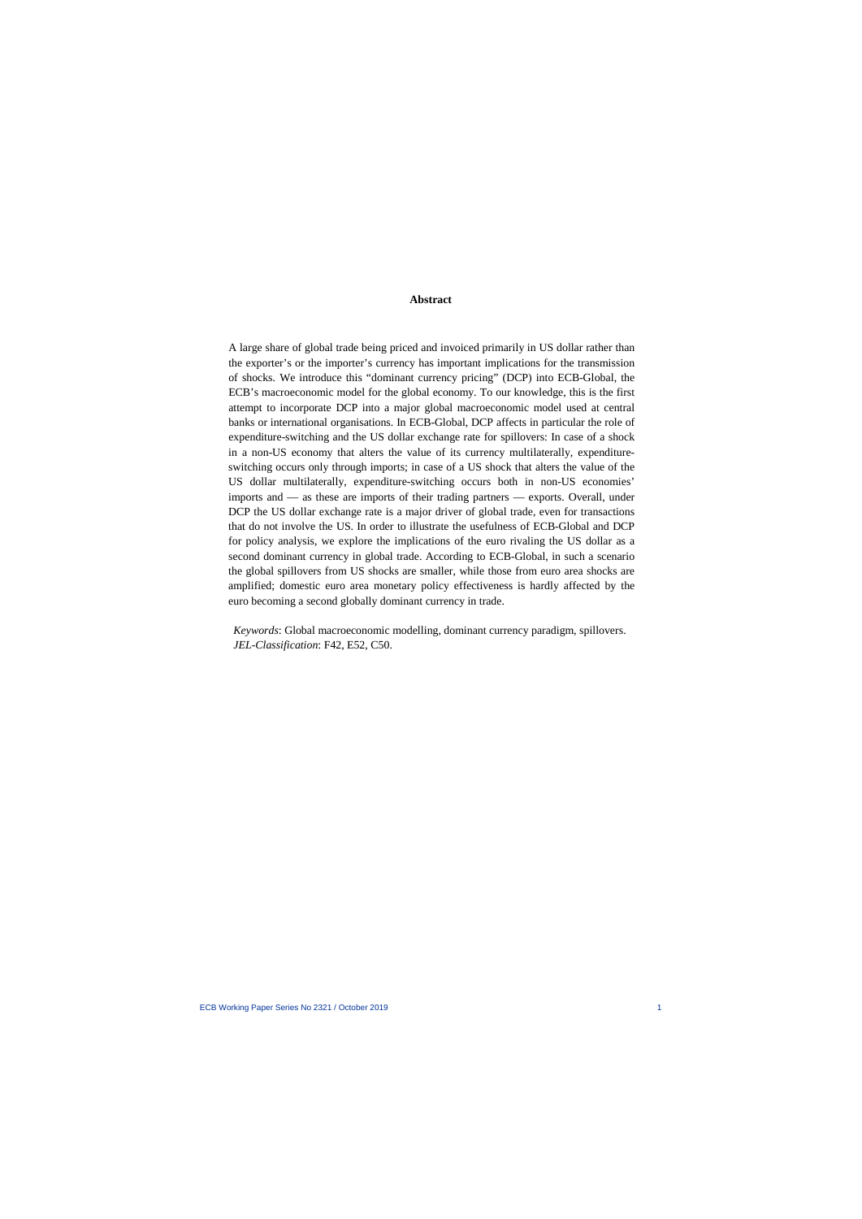# Abstract

A large share of global trade being priced and invoiced primarily in US dollar rather than the exporter's or the importer's currency has important implications for the transmission of shocks. We introduce this "dominant currency pricing" (DCP) into ECB-Global, the ECB's macroeconomic model for the global economy. To our knowledge, this is the first attempt to incorporate DCP into a major global macroeconomic model used at central banks or international organisations. In ECB-Global, DCP affects in particular the role of expenditure-switching and the US dollar exchange rate for spillovers: In case of a shock in a non-US economy that alters the value of its currency multilaterally, expenditure-switching occurs only through imports; in case of a US shock that alters the value of the US dollar multilaterally, expenditure-switching occurs both in non-US economies' imports and — as these are imports of their trading partners — exports. Overall, under DCP the US dollar exchange rate is a major driver of global trade, even for transactions that do not involve the US. In order to illustrate the usefulness of ECB-Global and DCP for policy analysis, we explore the implications of the euro rivaling the US dollar as a second dominant currency in global trade. According to ECB-Global, in such a scenario the global spillovers from US shocks are smaller, while those from euro area shocks are amplified; domestic euro area monetary policy effectiveness is hardly affected by the euro becoming a second globally dominant currency in trade.

*Keywords*: Global macroeconomic modelling, dominant currency paradigm, spillovers.
*JEL-Classification*: F42, E52, C50.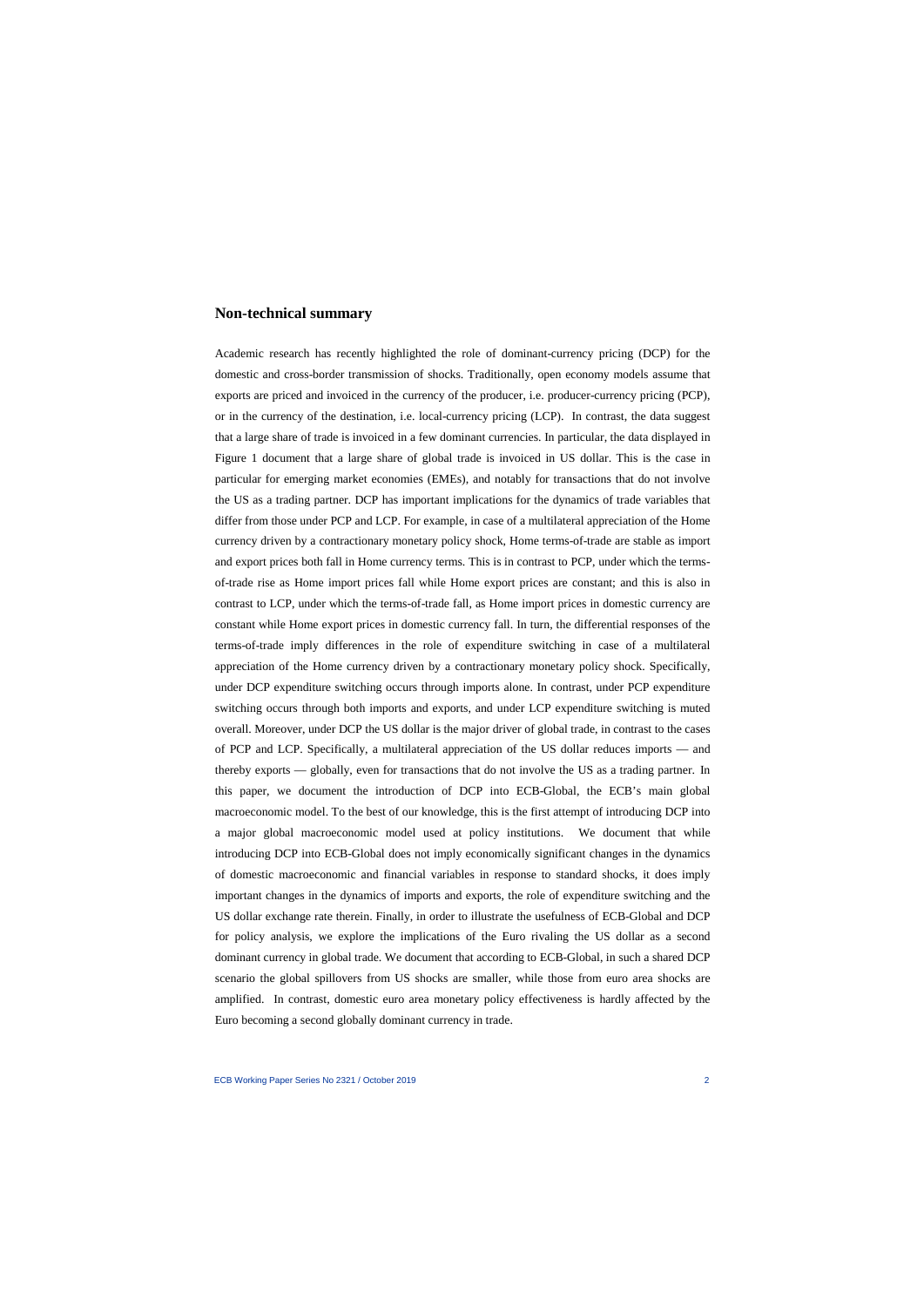## Non-technical summary

Academic research has recently highlighted the role of dominant-currency pricing (DCP) for the domestic and cross-border transmission of shocks. Traditionally, open economy models assume that exports are priced and invoiced in the currency of the producer, i.e. producer-currency pricing (PCP), or in the currency of the destination, i.e. local-currency pricing (LCP). In contrast, the data suggest that a large share of trade is invoiced in a few dominant currencies. In particular, the data displayed in Figure 1 document that a large share of global trade is invoiced in US dollar. This is the case in particular for emerging market economies (EMEs), and notably for transactions that do not involve the US as a trading partner. DCP has important implications for the dynamics of trade variables that differ from those under PCP and LCP. For example, in case of a multilateral appreciation of the Home currency driven by a contractionary monetary policy shock, Home terms-of-trade are stable as import and export prices both fall in Home currency terms. This is in contrast to PCP, under which the terms-of-trade rise as Home import prices fall while Home export prices are constant; and this is also in contrast to LCP, under which the terms-of-trade fall, as Home import prices in domestic currency are constant while Home export prices in domestic currency fall. In turn, the differential responses of the terms-of-trade imply differences in the role of expenditure switching in case of a multilateral appreciation of the Home currency driven by a contractionary monetary policy shock. Specifically, under DCP expenditure switching occurs through imports alone. In contrast, under PCP expenditure switching occurs through both imports and exports, and under LCP expenditure switching is muted overall. Moreover, under DCP the US dollar is the major driver of global trade, in contrast to the cases of PCP and LCP. Specifically, a multilateral appreciation of the US dollar reduces imports — and thereby exports — globally, even for transactions that do not involve the US as a trading partner. In this paper, we document the introduction of DCP into ECB-Global, the ECB's main global macroeconomic model. To the best of our knowledge, this is the first attempt of introducing DCP into a major global macroeconomic model used at policy institutions. We document that while introducing DCP into ECB-Global does not imply economically significant changes in the dynamics of domestic macroeconomic and financial variables in response to standard shocks, it does imply important changes in the dynamics of imports and exports, the role of expenditure switching and the US dollar exchange rate therein. Finally, in order to illustrate the usefulness of ECB-Global and DCP for policy analysis, we explore the implications of the Euro rivaling the US dollar as a second dominant currency in global trade. We document that according to ECB-Global, in such a shared DCP scenario the global spillovers from US shocks are smaller, while those from euro area shocks are amplified. In contrast, domestic euro area monetary policy effectiveness is hardly affected by the Euro becoming a second globally dominant currency in trade.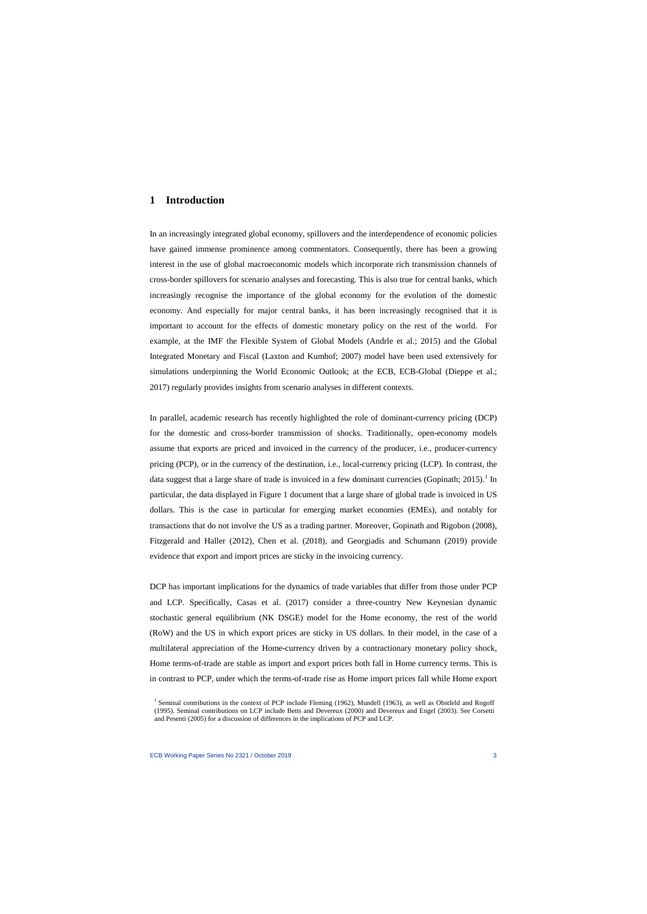# 1 Introduction

In an increasingly integrated global economy, spillovers and the interdependence of economic policies have gained immense prominence among commentators. Consequently, there has been a growing interest in the use of global macroeconomic models which incorporate rich transmission channels of cross-border spillovers for scenario analyses and forecasting. This is also true for central banks, which increasingly recognise the importance of the global economy for the evolution of the domestic economy. And especially for major central banks, it has been increasingly recognised that it is important to account for the effects of domestic monetary policy on the rest of the world. For example, at the IMF the Flexible System of Global Models (Andrle et al.; 2015) and the Global Integrated Monetary and Fiscal (Laxton and Kumhof; 2007) model have been used extensively for simulations underpinning the World Economic Outlook; at the ECB, ECB-Global (Dieppe et al.; 2017) regularly provides insights from scenario analyses in different contexts.

In parallel, academic research has recently highlighted the role of dominant-currency pricing (DCP) for the domestic and cross-border transmission of shocks. Traditionally, open-economy models assume that exports are priced and invoiced in the currency of the producer, i.e., producer-currency pricing (PCP), or in the currency of the destination, i.e., local-currency pricing (LCP). In contrast, the data suggest that a large share of trade is invoiced in a few dominant currencies (Gopinath; 2015).[1] In particular, the data displayed in Figure 1 document that a large share of global trade is invoiced in US dollars. This is the case in particular for emerging market economies (EMEs), and notably for transactions that do not involve the US as a trading partner. Moreover, Gopinath and Rigobon (2008), Fitzgerald and Haller (2012), Chen et al. (2018), and Georgiadis and Schumann (2019) provide evidence that export and import prices are sticky in the invoicing currency.

DCP has important implications for the dynamics of trade variables that differ from those under PCP and LCP. Specifically, Casas et al. (2017) consider a three-country New Keynesian dynamic stochastic general equilibrium (NK DSGE) model for the Home economy, the rest of the world (RoW) and the US in which export prices are sticky in US dollars. In their model, in the case of a multilateral appreciation of the Home-currency driven by a contractionary monetary policy shock, Home terms-of-trade are stable as import and export prices both fall in Home currency terms. This is in contrast to PCP, under which the terms-of-trade rise as Home import prices fall while Home export

[1] Seminal contributions in the context of PCP include Fleming (1962), Mundell (1963), as well as Obstfeld and Rogoff (1995). Seminal contributions on LCP include Betts and Devereux (2000) and Devereux and Engel (2003). See Corsetti and Pesenti (2005) for a discussion of differences in the implications of PCP and LCP.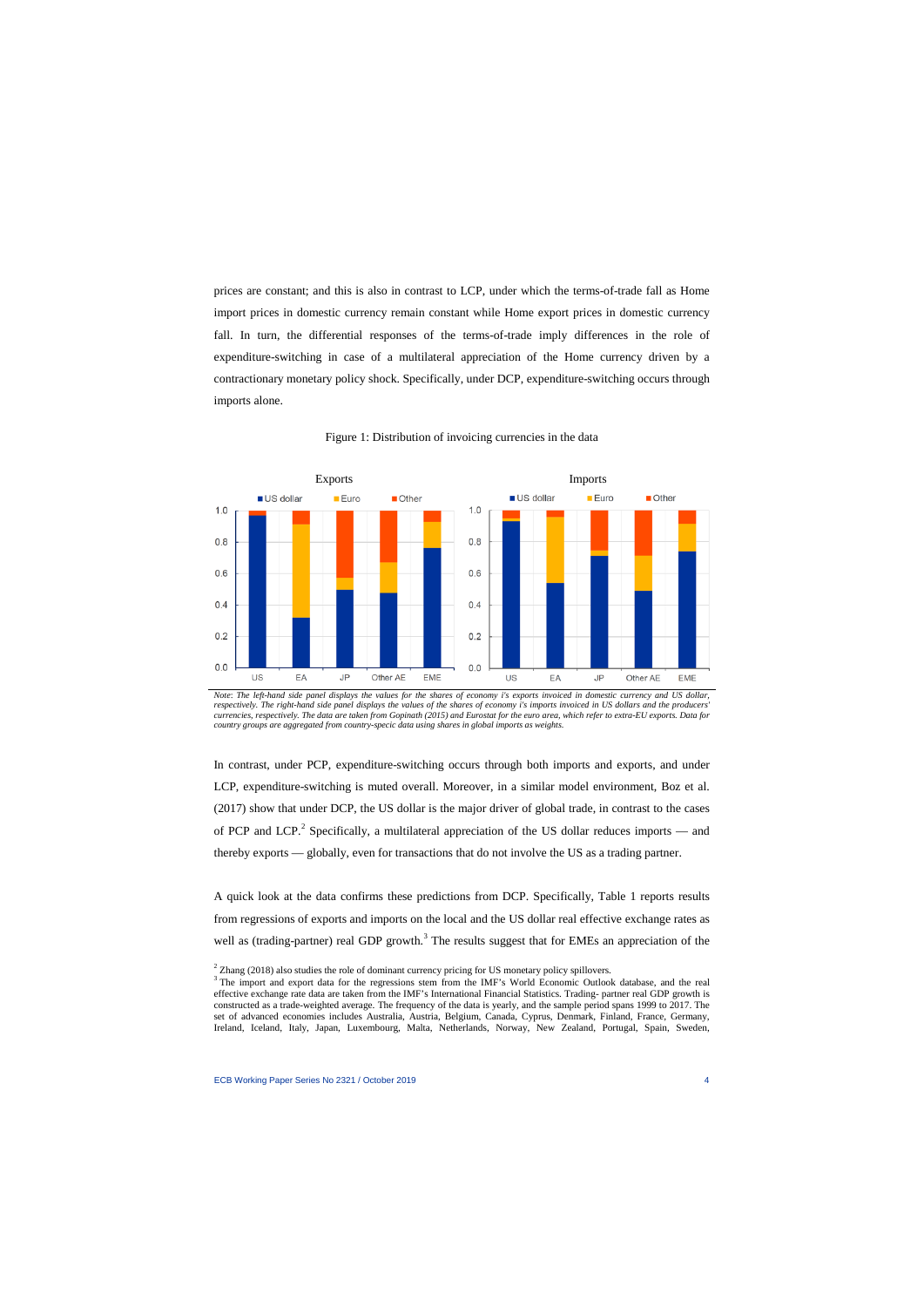prices are constant; and this is also in contrast to LCP, under which the terms-of-trade fall as Home import prices in domestic currency remain constant while Home export prices in domestic currency fall. In turn, the differential responses of the terms-of-trade imply differences in the role of expenditure-switching in case of a multilateral appreciation of the Home currency driven by a contractionary monetary policy shock. Specifically, under DCP, expenditure-switching occurs through imports alone.

Figure 1: Distribution of invoicing currencies in the data

*Note: The left-hand side panel displays the values for the shares of economy i's exports invoiced in domestic currency and US dollar, respectively. The right-hand side panel displays the values of the shares of economy i's imports invoiced in US dollars and the producers' currencies, respectively. The data are taken from Gopinath (2015) and Eurostat for the euro area, which refer to extra-EU exports. Data for country groups are aggregated from country-specic data using shares in global imports as weights.*

In contrast, under PCP, expenditure-switching occurs through both imports and exports, and under LCP, expenditure-switching is muted overall. Moreover, in a similar model environment, Boz et al. (2017) show that under DCP, the US dollar is the major driver of global trade, in contrast to the cases of PCP and LCP.[2] Specifically, a multilateral appreciation of the US dollar reduces imports — and thereby exports — globally, even for transactions that do not involve the US as a trading partner.

A quick look at the data confirms these predictions from DCP. Specifically, Table 1 reports results from regressions of exports and imports on the local and the US dollar real effective exchange rates as well as (trading-partner) real GDP growth.[3] The results suggest that for EMEs an appreciation of the

[2] Zhang (2018) also studies the role of dominant currency pricing for US monetary policy spillovers.

[3] The import and export data for the regressions stem from the IMF's World Economic Outlook database, and the real effective exchange rate data are taken from the IMF's International Financial Statistics. Trading- partner real GDP growth is constructed as a trade-weighted average. The frequency of the data is yearly, and the sample period spans 1999 to 2017. The set of advanced economies includes Australia, Austria, Belgium, Canada, Cyprus, Denmark, Finland, France, Germany, Ireland, Iceland, Italy, Japan, Luxembourg, Malta, Netherlands, Norway, New Zealand, Portugal, Spain, Sweden,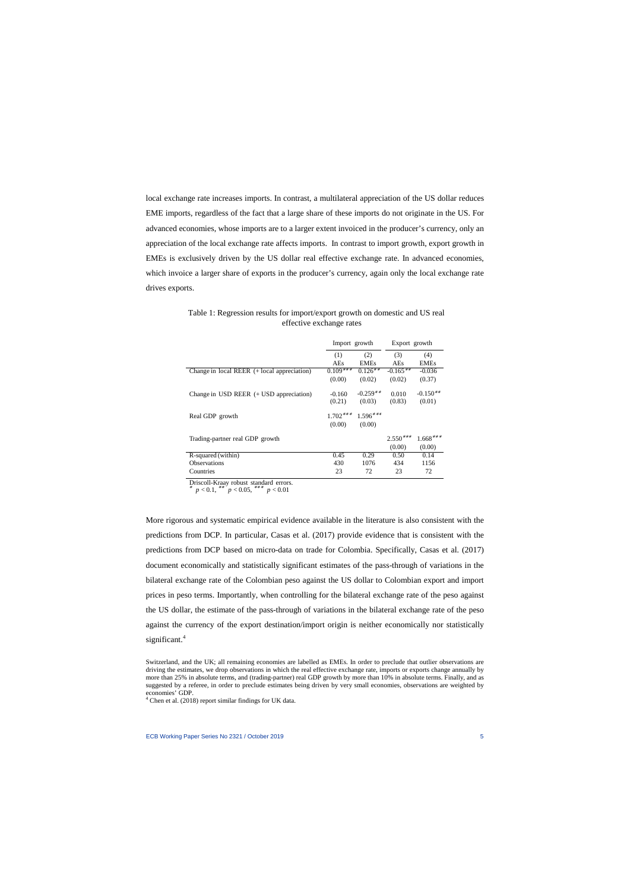local exchange rate increases imports. In contrast, a multilateral appreciation of the US dollar reduces EME imports, regardless of the fact that a large share of these imports do not originate in the US. For advanced economies, whose imports are to a larger extent invoiced in the producer's currency, only an appreciation of the local exchange rate affects imports. In contrast to import growth, export growth in EMEs is exclusively driven by the US dollar real effective exchange rate. In advanced economies, which invoice a larger share of exports in the producer's currency, again only the local exchange rate drives exports.

Table 1: Regression results for import/export growth on domestic and US real effective exchange rates

| | Import growth | | Export growth | |
|---|---|---|---|---|
| | (1) | (2) | (3) | (4) |
| | AEs | EMEs | AEs | EMEs |
| Change in local REER (+ local appreciation) | $0.109^{***}$ | $0.126^{**}$ | $-0.165^{**}$ | -0.036 |
| | (0.00) | (0.02) | (0.02) | (0.37) |
| Change in USD REER (+ USD appreciation) | -0.160 | $-0.259^{**}$ | 0.010 | $-0.150^{**}$ |
| | (0.21) | (0.03) | (0.83) | (0.01) |
| Real GDP growth | $1.702^{***}$ | $1.596^{***}$ | | |
| | (0.00) | (0.00) | | |
| Trading-partner real GDP growth | | | $2.550^{***}$ | $1.668^{***}$ |
| | | | (0.00) | (0.00) |
| R-squared (within) | 0.45 | 0.29 | 0.50 | 0.14 |
| Observations | 430 | 1076 | 434 | 1156 |
| Countries | 23 | 72 | 23 | 72 |

Driscoll-Kraay robust standard errors.
$^{*}$ $p < 0.1$, $^{**}$ $p < 0.05$, $^{***}$ $p < 0.01$

More rigorous and systematic empirical evidence available in the literature is also consistent with the predictions from DCP. In particular, Casas et al. (2017) provide evidence that is consistent with the predictions from DCP based on micro-data on trade for Colombia. Specifically, Casas et al. (2017) document economically and statistically significant estimates of the pass-through of variations in the bilateral exchange rate of the Colombian peso against the US dollar to Colombian export and import prices in peso terms. Importantly, when controlling for the bilateral exchange rate of the peso against the US dollar, the estimate of the pass-through of variations in the bilateral exchange rate of the peso against the currency of the export destination/import origin is neither economically nor statistically significant.[4]

Switzerland, and the UK; all remaining economies are labelled as EMEs. In order to preclude that outlier observations are driving the estimates, we drop observations in which the real effective exchange rate, imports or exports change annually by more than 25% in absolute terms, and (trading-partner) real GDP growth by more than 10% in absolute terms. Finally, and as suggested by a referee, in order to preclude estimates being driven by very small economies, observations are weighted by economies' GDP.

[4] Chen et al. (2018) report similar findings for UK data.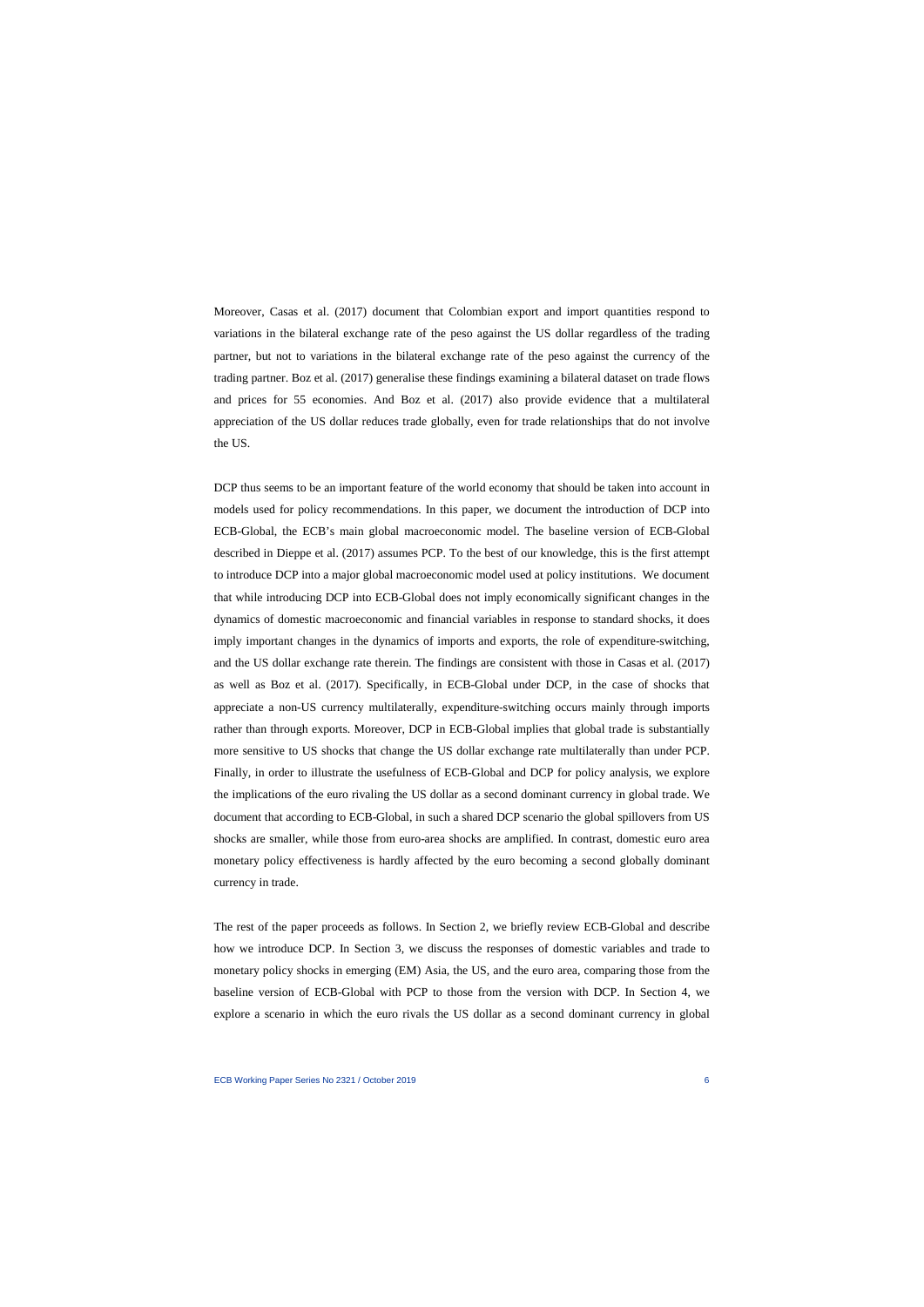Moreover, Casas et al. (2017) document that Colombian export and import quantities respond to variations in the bilateral exchange rate of the peso against the US dollar regardless of the trading partner, but not to variations in the bilateral exchange rate of the peso against the currency of the trading partner. Boz et al. (2017) generalise these findings examining a bilateral dataset on trade flows and prices for 55 economies. And Boz et al. (2017) also provide evidence that a multilateral appreciation of the US dollar reduces trade globally, even for trade relationships that do not involve the US.

DCP thus seems to be an important feature of the world economy that should be taken into account in models used for policy recommendations. In this paper, we document the introduction of DCP into ECB-Global, the ECB's main global macroeconomic model. The baseline version of ECB-Global described in Dieppe et al. (2017) assumes PCP. To the best of our knowledge, this is the first attempt to introduce DCP into a major global macroeconomic model used at policy institutions. We document that while introducing DCP into ECB-Global does not imply economically significant changes in the dynamics of domestic macroeconomic and financial variables in response to standard shocks, it does imply important changes in the dynamics of imports and exports, the role of expenditure-switching, and the US dollar exchange rate therein. The findings are consistent with those in Casas et al. (2017) as well as Boz et al. (2017). Specifically, in ECB-Global under DCP, in the case of shocks that appreciate a non-US currency multilaterally, expenditure-switching occurs mainly through imports rather than through exports. Moreover, DCP in ECB-Global implies that global trade is substantially more sensitive to US shocks that change the US dollar exchange rate multilaterally than under PCP. Finally, in order to illustrate the usefulness of ECB-Global and DCP for policy analysis, we explore the implications of the euro rivaling the US dollar as a second dominant currency in global trade. We document that according to ECB-Global, in such a shared DCP scenario the global spillovers from US shocks are smaller, while those from euro-area shocks are amplified. In contrast, domestic euro area monetary policy effectiveness is hardly affected by the euro becoming a second globally dominant currency in trade.

The rest of the paper proceeds as follows. In Section 2, we briefly review ECB-Global and describe how we introduce DCP. In Section 3, we discuss the responses of domestic variables and trade to monetary policy shocks in emerging (EM) Asia, the US, and the euro area, comparing those from the baseline version of ECB-Global with PCP to those from the version with DCP. In Section 4, we explore a scenario in which the euro rivals the US dollar as a second dominant currency in global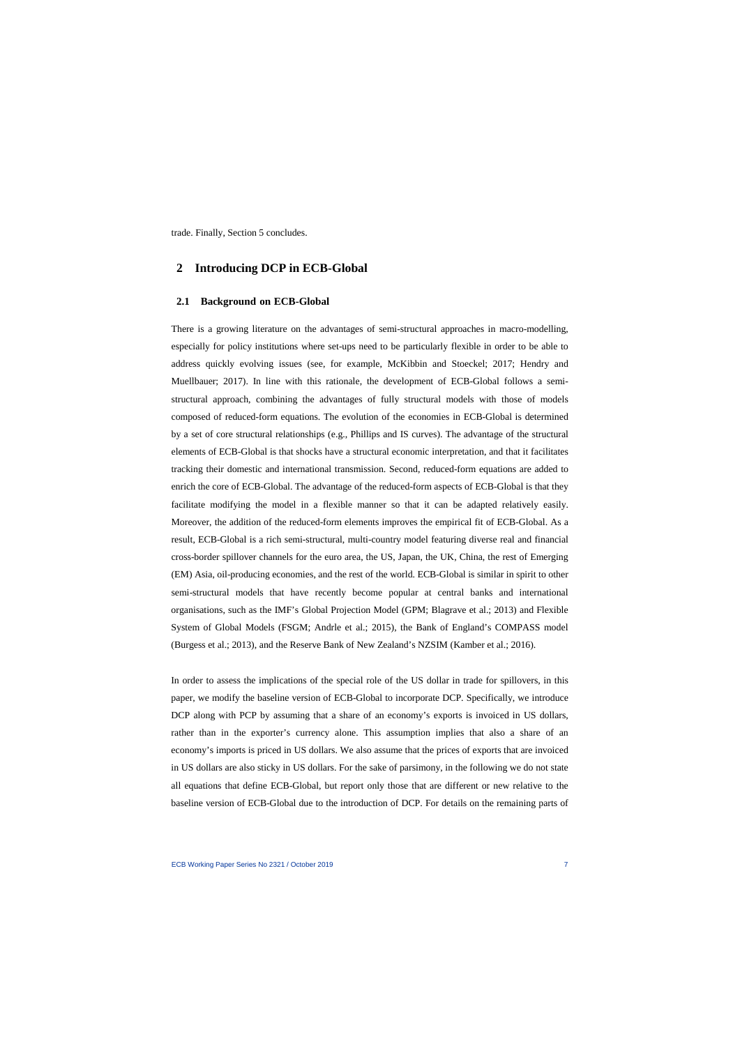trade. Finally, Section 5 concludes.

## 2 Introducing DCP in ECB-Global

### 2.1 Background on ECB-Global

There is a growing literature on the advantages of semi-structural approaches in macro-modelling, especially for policy institutions where set-ups need to be particularly flexible in order to be able to address quickly evolving issues (see, for example, McKibbin and Stoeckel; 2017; Hendry and Muellbauer; 2017). In line with this rationale, the development of ECB-Global follows a semi-structural approach, combining the advantages of fully structural models with those of models composed of reduced-form equations. The evolution of the economies in ECB-Global is determined by a set of core structural relationships (e.g., Phillips and IS curves). The advantage of the structural elements of ECB-Global is that shocks have a structural economic interpretation, and that it facilitates tracking their domestic and international transmission. Second, reduced-form equations are added to enrich the core of ECB-Global. The advantage of the reduced-form aspects of ECB-Global is that they facilitate modifying the model in a flexible manner so that it can be adapted relatively easily. Moreover, the addition of the reduced-form elements improves the empirical fit of ECB-Global. As a result, ECB-Global is a rich semi-structural, multi-country model featuring diverse real and financial cross-border spillover channels for the euro area, the US, Japan, the UK, China, the rest of Emerging (EM) Asia, oil-producing economies, and the rest of the world. ECB-Global is similar in spirit to other semi-structural models that have recently become popular at central banks and international organisations, such as the IMF's Global Projection Model (GPM; Blagrave et al.; 2013) and Flexible System of Global Models (FSGM; Andrle et al.; 2015), the Bank of England's COMPASS model (Burgess et al.; 2013), and the Reserve Bank of New Zealand's NZSIM (Kamber et al.; 2016).

In order to assess the implications of the special role of the US dollar in trade for spillovers, in this paper, we modify the baseline version of ECB-Global to incorporate DCP. Specifically, we introduce DCP along with PCP by assuming that a share of an economy's exports is invoiced in US dollars, rather than in the exporter's currency alone. This assumption implies that also a share of an economy's imports is priced in US dollars. We also assume that the prices of exports that are invoiced in US dollars are also sticky in US dollars. For the sake of parsimony, in the following we do not state all equations that define ECB-Global, but report only those that are different or new relative to the baseline version of ECB-Global due to the introduction of DCP. For details on the remaining parts of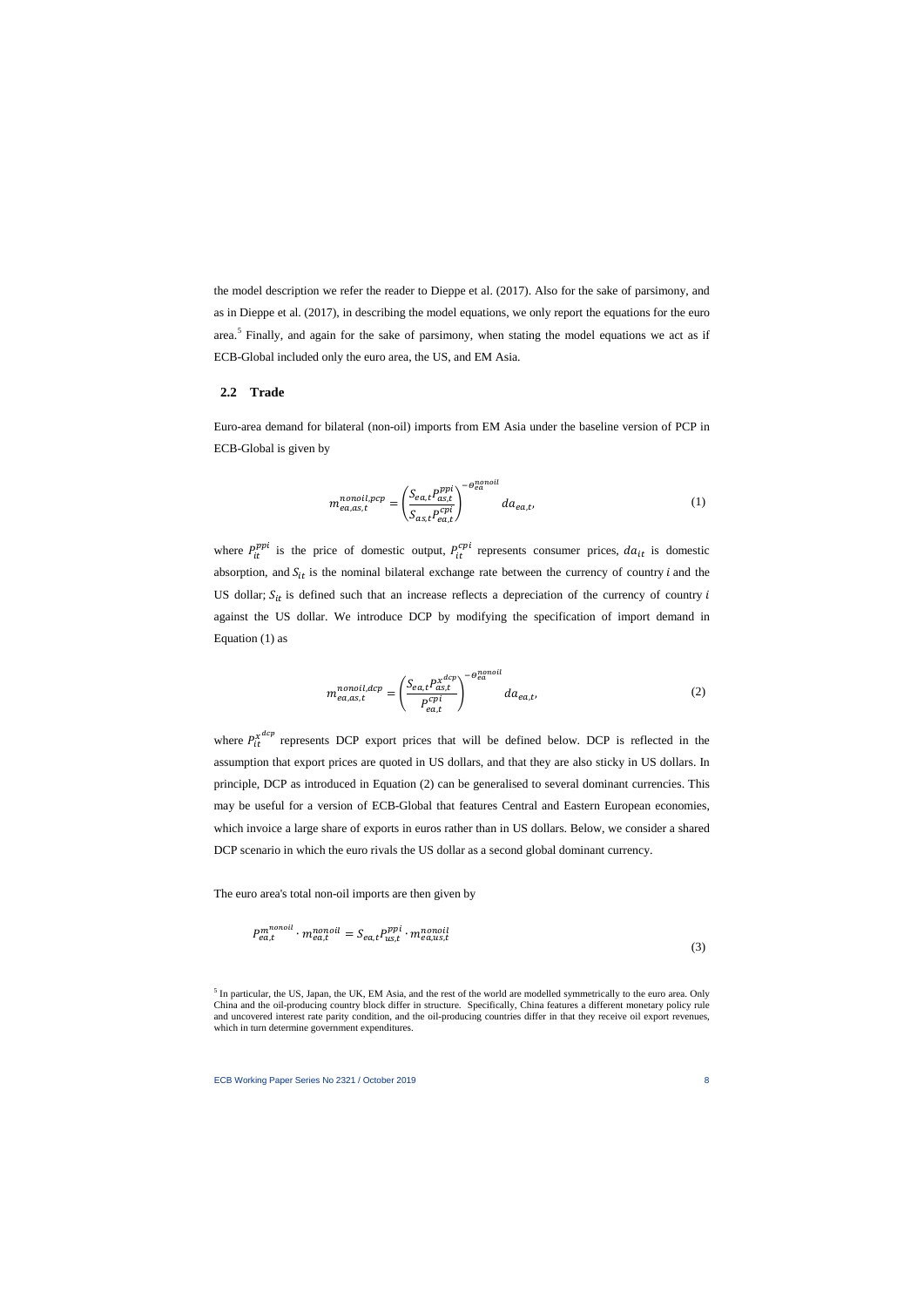the model description we refer the reader to Dieppe et al. (2017). Also for the sake of parsimony, and as in Dieppe et al. (2017), in describing the model equations, we only report the equations for the euro area.[5] Finally, and again for the sake of parsimony, when stating the model equations we act as if ECB-Global included only the euro area, the US, and EM Asia.

## 2.2 Trade

Euro-area demand for bilateral (non-oil) imports from EM Asia under the baseline version of PCP in ECB-Global is given by

$$m_{ea,as,t}^{nonoil,pcp} = \left(\frac{S_{ea,t} P_{as,t}^{ppi}}{S_{as,t} P_{ea,t}^{cpi}}\right)^{-\theta_{ea}^{nonoil}} da_{ea,t}, \tag{1}$$

where $P_{it}^{ppi}$ is the price of domestic output, $P_{it}^{cpi}$ represents consumer prices, $da_{it}$ is domestic absorption, and $S_{it}$ is the nominal bilateral exchange rate between the currency of country $i$ and the US dollar; $S_{it}$ is defined such that an increase reflects a depreciation of the currency of country $i$ against the US dollar. We introduce DCP by modifying the specification of import demand in Equation (1) as

$$m_{ea,as,t}^{nonoil,dcp} = \left(\frac{S_{ea,t} P_{as,t}^{x^{dcp}}}{P_{ea,t}^{cpi}}\right)^{-\theta_{ea}^{nonoil}} da_{ea,t}, \tag{2}$$

where $P_{it}^{x^{dcp}}$ represents DCP export prices that will be defined below. DCP is reflected in the assumption that export prices are quoted in US dollars, and that they are also sticky in US dollars. In principle, DCP as introduced in Equation (2) can be generalised to several dominant currencies. This may be useful for a version of ECB-Global that features Central and Eastern European economies, which invoice a large share of exports in euros rather than in US dollars. Below, we consider a shared DCP scenario in which the euro rivals the US dollar as a second global dominant currency.

The euro area's total non-oil imports are then given by

$$P_{ea,t}^{m^{nonoil}} \cdot m_{ea,t}^{nonoil} = S_{ea,t} P_{us,t}^{ppi} \cdot m_{ea,us,t}^{nonoil} \tag{3}$$

[5] In particular, the US, Japan, the UK, EM Asia, and the rest of the world are modelled symmetrically to the euro area. Only China and the oil-producing country block differ in structure. Specifically, China features a different monetary policy rule and uncovered interest rate parity condition, and the oil-producing countries differ in that they receive oil export revenues, which in turn determine government expenditures.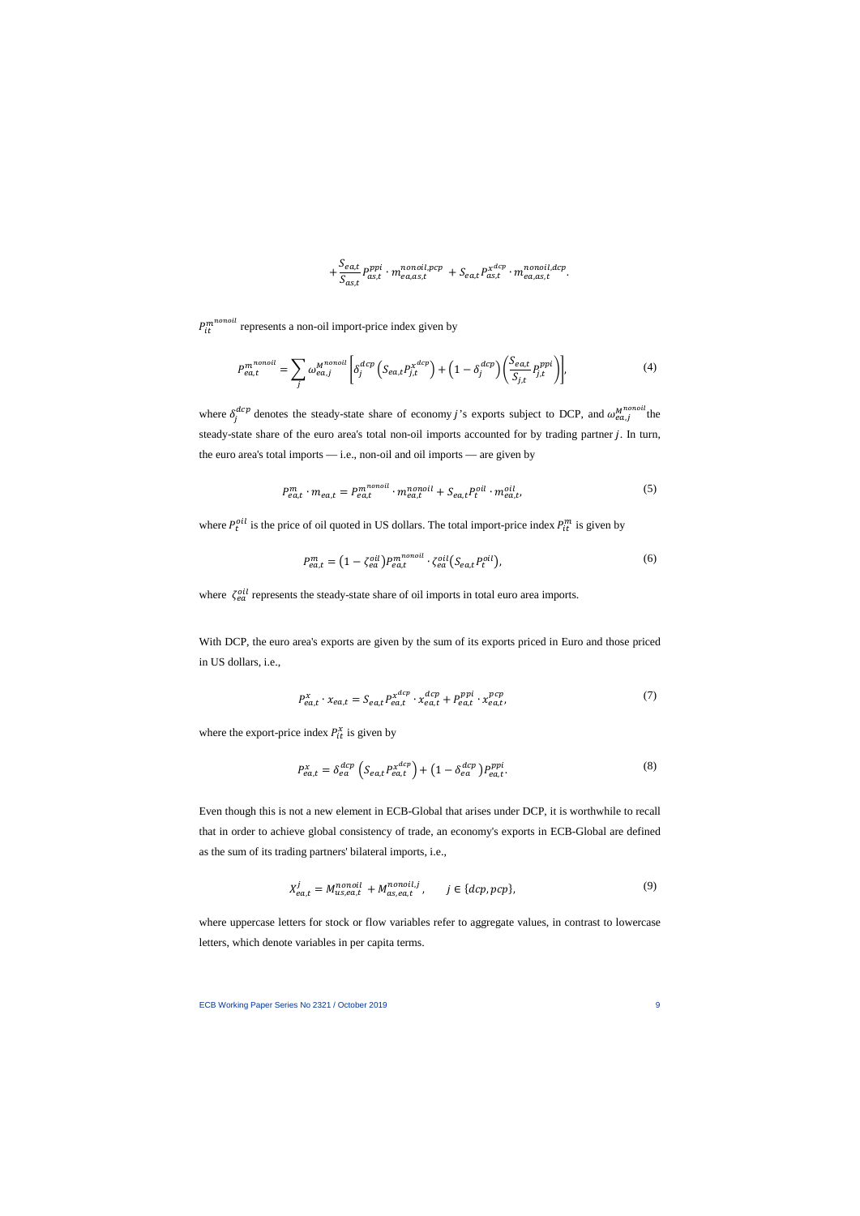$$+\frac{S_{ea,t}}{S_{as,t}} P_{as,t}^{ppi} \cdot m_{ea,as,t}^{nonoil,pcp} + S_{ea,t} P_{as,t}^{x^{dcp}} \cdot m_{ea,as,t}^{nonoil,dcp}.$$

$P_{it}^{m^{nonoil}}$ represents a non-oil import-price index given by

$$P_{ea,t}^{m^{nonoil}} = \sum_j \omega_{ea,j}^{M^{nonoil}} \left[ \delta_j^{dcp} \left( S_{ea,t} P_{j,t}^{x^{dcp}} \right) + \left( 1 - \delta_j^{dcp} \right) \left( \frac{S_{ea,t}}{S_{j,t}} P_{j,t}^{ppi} \right) \right], \tag{4}$$

where $\delta_j^{dcp}$ denotes the steady-state share of economy $j$'s exports subject to DCP, and $\omega_{ea,j}^{M^{nonoil}}$ the steady-state share of the euro area's total non-oil imports accounted for by trading partner $j$. In turn, the euro area's total imports — i.e., non-oil and oil imports — are given by

$$P_{ea,t}^{m} \cdot m_{ea,t} = P_{ea,t}^{m^{nonoil}} \cdot m_{ea,t}^{nonoil} + S_{ea,t} P_t^{oil} \cdot m_{ea,t}^{oil}, \tag{5}$$

where $P_t^{oil}$ is the price of oil quoted in US dollars. The total import-price index $P_{it}^{m}$ is given by

$$P_{ea,t}^{m} = \left(1 - \zeta_{ea}^{oil}\right) P_{ea,t}^{m^{nonoil}} \cdot \zeta_{ea}^{oil} \left( S_{ea,t} P_t^{oil} \right), \tag{6}$$

where $\zeta_{ea}^{oil}$ represents the steady-state share of oil imports in total euro area imports.

With DCP, the euro area's exports are given by the sum of its exports priced in Euro and those priced in US dollars, i.e.,

$$P_{ea,t}^{x} \cdot x_{ea,t} = S_{ea,t} P_{ea,t}^{x^{dcp}} \cdot x_{ea,t}^{dcp} + P_{ea,t}^{ppi} \cdot x_{ea,t}^{pcp}, \tag{7}$$

where the export-price index $P_{it}^{x}$ is given by

$$P_{ea,t}^{x} = \delta_{ea}^{dcp} \left( S_{ea,t} P_{ea,t}^{x^{dcp}} \right) + \left( 1 - \delta_{ea}^{dcp} \right) P_{ea,t}^{ppi}. \tag{8}$$

Even though this is not a new element in ECB-Global that arises under DCP, it is worthwhile to recall that in order to achieve global consistency of trade, an economy's exports in ECB-Global are defined as the sum of its trading partners' bilateral imports, i.e.,

$$X_{ea,t}^{j} = M_{us,ea,t}^{nonoil} + M_{as,ea,t}^{nonoil,j}, \qquad j \in \{dcp, pcp\}, \tag{9}$$

where uppercase letters for stock or flow variables refer to aggregate values, in contrast to lowercase letters, which denote variables in per capita terms.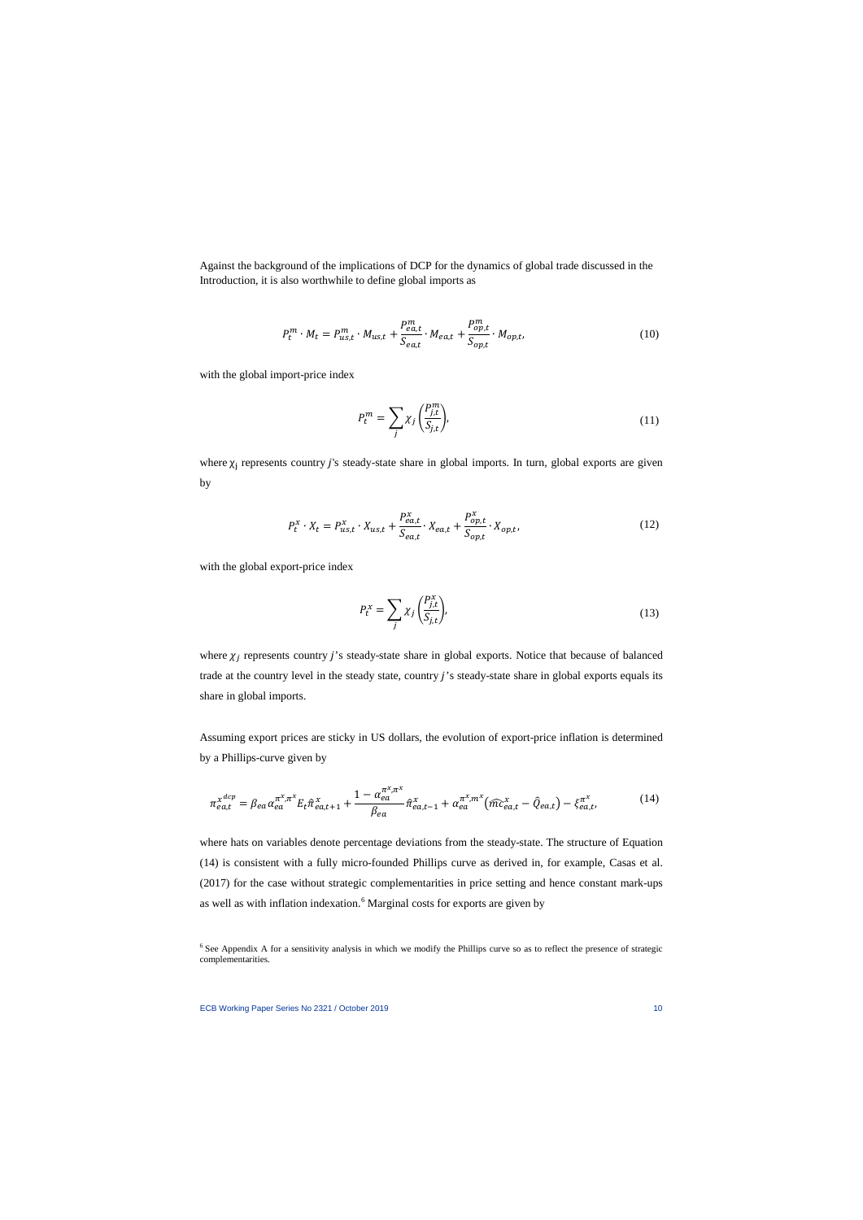Against the background of the implications of DCP for the dynamics of global trade discussed in the Introduction, it is also worthwhile to define global imports as

$$P_t^m \cdot M_t = P_{us,t}^m \cdot M_{us,t} + \frac{P_{ea,t}^m}{S_{ea,t}} \cdot M_{ea,t} + \frac{P_{op,t}^m}{S_{op,t}} \cdot M_{op,t}, \tag{10}$$

with the global import-price index

$$P_t^m = \sum_j \chi_j \left( \frac{P_{j,t}^m}{S_{j,t}} \right), \tag{11}$$

where $\chi_j$ represents country $j$'s steady-state share in global imports. In turn, global exports are given by

$$P_t^x \cdot X_t = P_{us,t}^x \cdot X_{us,t} + \frac{P_{ea,t}^x}{S_{ea,t}} \cdot X_{ea,t} + \frac{P_{op,t}^x}{S_{op,t}} \cdot X_{op,t}, \tag{12}$$

with the global export-price index

$$P_t^x = \sum_j \chi_j \left( \frac{P_{j,t}^x}{S_{j,t}} \right), \tag{13}$$

where $\chi_j$ represents country $j$'s steady-state share in global exports. Notice that because of balanced trade at the country level in the steady state, country $j$'s steady-state share in global exports equals its share in global imports.

Assuming export prices are sticky in US dollars, the evolution of export-price inflation is determined by a Phillips-curve given by

$$\pi_{ea,t}^{x^{dcp}} = \beta_{ea} \alpha_{ea}^{\pi^x,\pi^x} E_t \hat{\pi}_{ea,t+1}^x + \frac{1 - \alpha_{ea}^{\pi^x,\pi^x}}{\beta_{ea}} \hat{\pi}_{ea,t-1}^x + \alpha_{ea}^{\pi^x,m^x} \left( \widehat{mc}_{ea,t}^x - \hat{Q}_{ea,t} \right) - \xi_{ea,t}^{\pi^x}, \tag{14}$$

where hats on variables denote percentage deviations from the steady-state. The structure of Equation (14) is consistent with a fully micro-founded Phillips curve as derived in, for example, Casas et al. (2017) for the case without strategic complementarities in price setting and hence constant mark-ups as well as with inflation indexation.[6] Marginal costs for exports are given by

[6] See Appendix A for a sensitivity analysis in which we modify the Phillips curve so as to reflect the presence of strategic complementarities.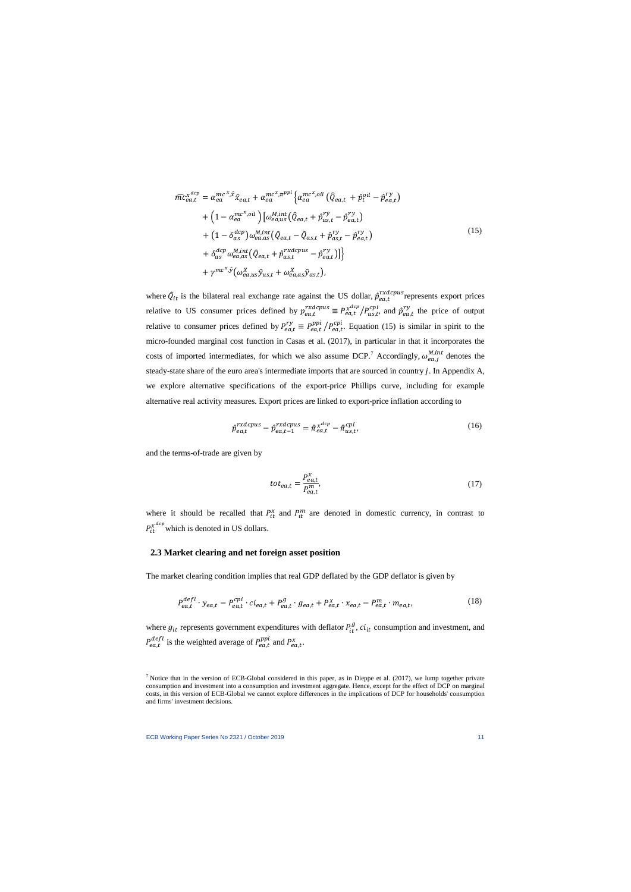$$
\begin{aligned}
\widehat{mc}_{ea,t}^{x^{dcp}} = {} & \alpha_{ea}^{mc^x,\hat{x}} \hat{x}_{ea,t} + \alpha_{ea}^{mc^x,\pi^{ppi}} \Big\{ \alpha_{ea}^{mc^x,oil} \left( \hat{Q}_{ea,t} + \hat{p}_t^{oil} - \hat{p}_{ea,t}^{ry} \right) \\
& + \left( 1 - \alpha_{ea}^{mc^x,oil} \right) \Big[ \omega_{ea,us}^{M,int} \left( \hat{Q}_{ea,t} + \hat{p}_{us,t}^{ry} - \hat{p}_{ea,t}^{ry} \right) \\
& + \left( 1 - \delta_{as}^{dcp} \right) \omega_{ea,as}^{M,int} \left( \hat{Q}_{ea,t} - \hat{Q}_{as,t} + \hat{p}_{as,t}^{ry} - \hat{p}_{ea,t}^{ry} \right) \\
& + \delta_{as}^{dcp} \, \omega_{ea,as}^{M,int} \left( \hat{Q}_{ea,t} + \hat{p}_{as,t}^{rxdcpus} - \hat{p}_{ea,t}^{ry} \right) \Big] \Big\} \\
& + \gamma^{mc^x,\hat{y}} \left( \omega_{ea,us}^{X} \hat{y}_{us,t} + \omega_{ea,as}^{X} \hat{y}_{as,t} \right),
\end{aligned}
\tag{15}
$$

where $\hat{Q}_{it}$ is the bilateral real exchange rate against the US dollar, $\hat{p}_{ea,t}^{rxdcpus}$ represents export prices relative to US consumer prices defined by $p_{ea,t}^{rxdcpus} \equiv P_{ea,t}^{x^{dcp}} / P_{us,t}^{cpi}$, and $\hat{p}_{ea,t}^{ry}$ the price of output relative to consumer prices defined by $P_{ea,t}^{ry} \equiv P_{ea,t}^{ppi} / P_{ea,t}^{cpi}$. Equation (15) is similar in spirit to the micro-founded marginal cost function in Casas et al. (2017), in particular in that it incorporates the costs of imported intermediates, for which we also assume DCP.[7] Accordingly, $\omega_{ea,j}^{M,int}$ denotes the steady-state share of the euro area's intermediate imports that are sourced in country $j$. In Appendix A, we explore alternative specifications of the export-price Phillips curve, including for example alternative real activity measures. Export prices are linked to export-price inflation according to

$$
\hat{p}_{ea,t}^{rxdcpus} - \hat{p}_{ea,t-1}^{rxdcpus} = \hat{\pi}_{ea,t}^{x^{dcp}} - \hat{\pi}_{us,t}^{cpi},
\tag{16}
$$

and the terms-of-trade are given by

$$
tot_{ea,t} = \frac{P_{ea,t}^{x}}{P_{ea,t}^{m}},
\tag{17}
$$

where it should be recalled that $P_{it}^{x}$ and $P_{it}^{m}$ are denoted in domestic currency, in contrast to $P_{it}^{x^{dcp}}$ which is denoted in US dollars.

## 2.3 Market clearing and net foreign asset position

The market clearing condition implies that real GDP deflated by the GDP deflator is given by

$$
P_{ea,t}^{defl} \cdot y_{ea,t} = P_{ea,t}^{cpi} \cdot ci_{ea,t} + P_{ea,t}^{g} \cdot g_{ea,t} + P_{ea,t}^{x} \cdot x_{ea,t} - P_{ea,t}^{m} \cdot m_{ea,t},
\tag{18}
$$

where $g_{it}$ represents government expenditures with deflator $P_{it}^{g}$, $ci_{it}$ consumption and investment, and $P_{ea,t}^{defl}$ is the weighted average of $P_{ea,t}^{ppi}$ and $P_{ea,t}^{x}$.

[7] Notice that in the version of ECB-Global considered in this paper, as in Dieppe et al. (2017), we lump together private consumption and investment into a consumption and investment aggregate. Hence, except for the effect of DCP on marginal costs, in this version of ECB-Global we cannot explore differences in the implications of DCP for households' consumption and firms' investment decisions.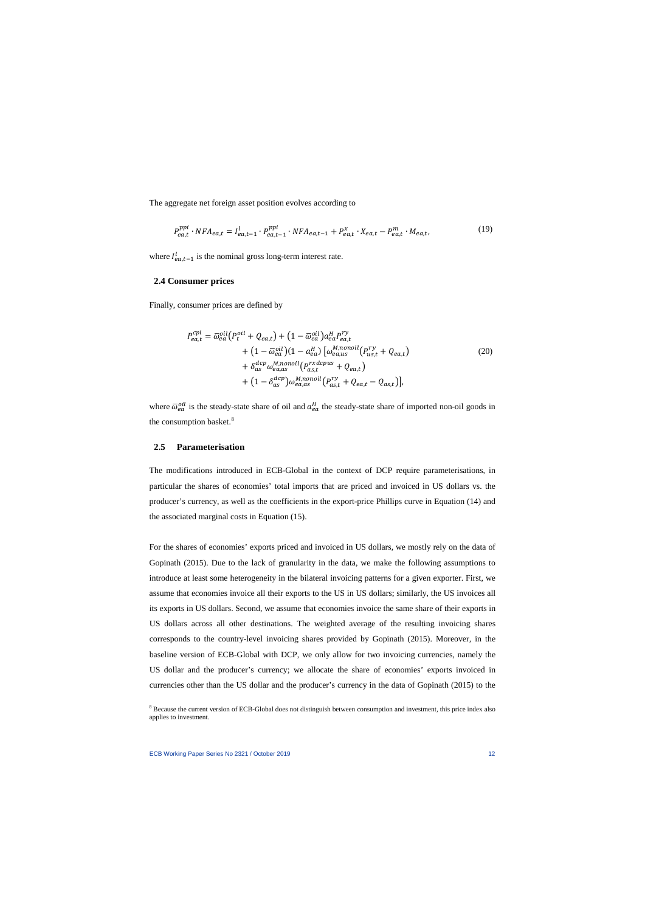The aggregate net foreign asset position evolves according to

$$P^{ppi}_{ea,t} \cdot NFA_{ea,t} = I^{l}_{ea,t-1} \cdot P^{ppi}_{ea,t-1} \cdot NFA_{ea,t-1} + P^{x}_{ea,t} \cdot X_{ea,t} - P^{m}_{ea,t} \cdot M_{ea,t}, \tag{19}$$

where $I^{l}_{ea,t-1}$ is the nominal gross long-term interest rate.

## 2.4 Consumer prices

Finally, consumer prices are defined by

$$\begin{aligned} P^{cpi}_{ea,t} = \bar{\omega}^{oil}_{ea}\left(P^{oil}_{t} + Q_{ea,t}\right) &+ \left(1 - \bar{\omega}^{oil}_{ea}\right) a^{H}_{ea} P^{ry}_{ea,t} \\ &+ \left(1 - \bar{\omega}^{oil}_{ea}\right)\left(1 - a^{H}_{ea}\right)\left[\omega^{M,nonoil}_{ea,us}\left(P^{ry}_{us,t} + Q_{ea,t}\right)\right. \\ &+ \delta^{dcp}_{as}\,\omega^{M,nonoil}_{ea,as}\left(P^{rxdcpus}_{as,t} + Q_{ea,t}\right) \\ &+ \left.\left(1 - \delta^{dcp}_{as}\right)\omega^{M,nonoil}_{ea,as}\left(P^{ry}_{as,t} + Q_{ea,t} - Q_{as,t}\right)\right], \end{aligned} \tag{20}$$

where $\bar{\omega}^{oil}_{ea}$ is the steady-state share of oil and $a^{H}_{ea}$ the steady-state share of imported non-oil goods in the consumption basket.[8]

## 2.5 Parameterisation

The modifications introduced in ECB-Global in the context of DCP require parameterisations, in particular the shares of economies' total imports that are priced and invoiced in US dollars vs. the producer's currency, as well as the coefficients in the export-price Phillips curve in Equation (14) and the associated marginal costs in Equation (15).

For the shares of economies' exports priced and invoiced in US dollars, we mostly rely on the data of Gopinath (2015). Due to the lack of granularity in the data, we make the following assumptions to introduce at least some heterogeneity in the bilateral invoicing patterns for a given exporter. First, we assume that economies invoice all their exports to the US in US dollars; similarly, the US invoices all its exports in US dollars. Second, we assume that economies invoice the same share of their exports in US dollars across all other destinations. The weighted average of the resulting invoicing shares corresponds to the country-level invoicing shares provided by Gopinath (2015). Moreover, in the baseline version of ECB-Global with DCP, we only allow for two invoicing currencies, namely the US dollar and the producer's currency; we allocate the share of economies' exports invoiced in currencies other than the US dollar and the producer's currency in the data of Gopinath (2015) to the

[8] Because the current version of ECB-Global does not distinguish between consumption and investment, this price index also applies to investment.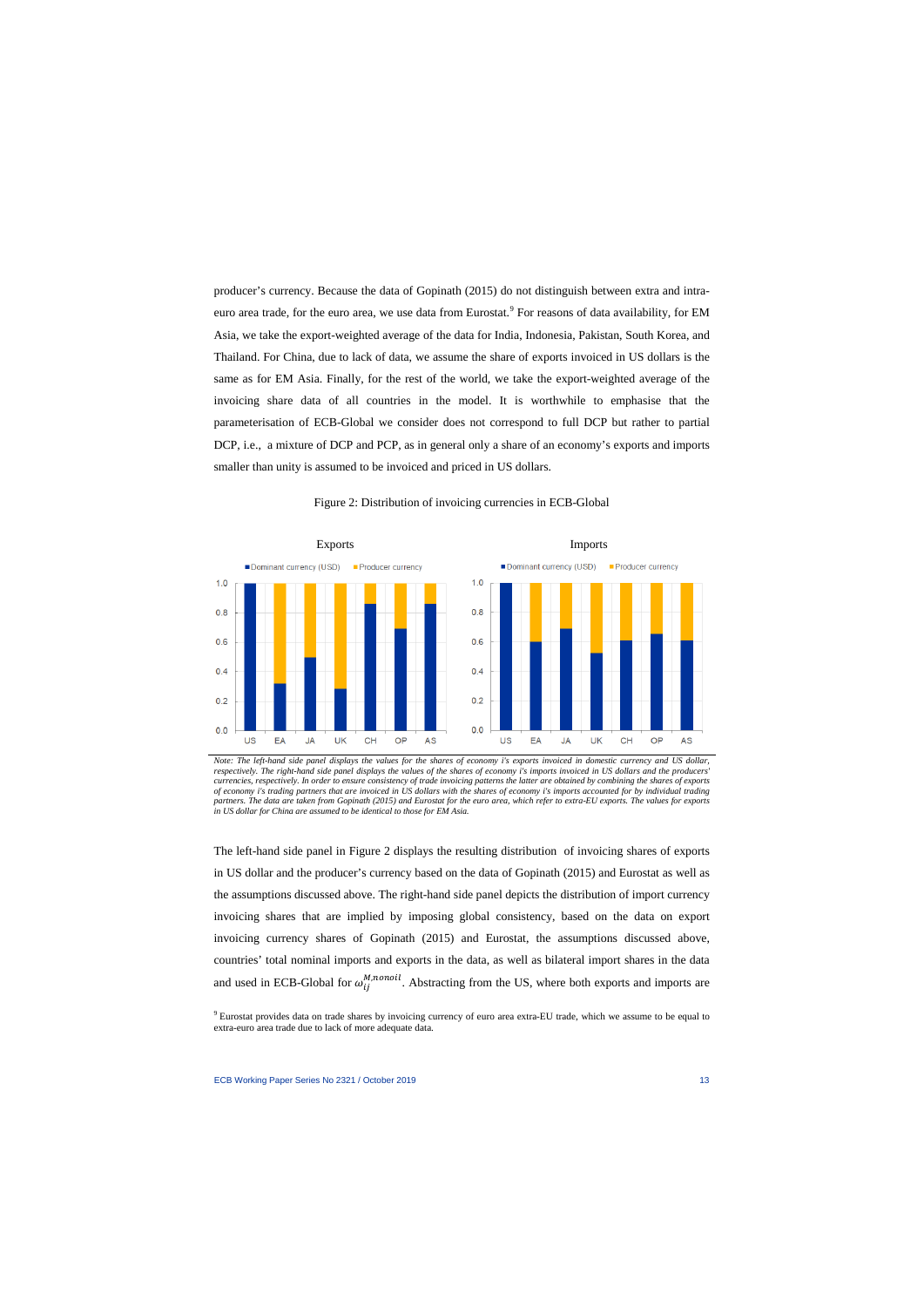producer's currency. Because the data of Gopinath (2015) do not distinguish between extra and intra-euro area trade, for the euro area, we use data from Eurostat.[9] For reasons of data availability, for EM Asia, we take the export-weighted average of the data for India, Indonesia, Pakistan, South Korea, and Thailand. For China, due to lack of data, we assume the share of exports invoiced in US dollars is the same as for EM Asia. Finally, for the rest of the world, we take the export-weighted average of the invoicing share data of all countries in the model. It is worthwhile to emphasise that the parameterisation of ECB-Global we consider does not correspond to full DCP but rather to partial DCP, i.e., a mixture of DCP and PCP, as in general only a share of an economy's exports and imports smaller than unity is assumed to be invoiced and priced in US dollars.

Figure 2: Distribution of invoicing currencies in ECB-Global

*Note: The left-hand side panel displays the values for the shares of economy i's exports invoiced in domestic currency and US dollar, respectively. The right-hand side panel displays the values of the shares of economy i's imports invoiced in US dollars and the producers' currencies, respectively. In order to ensure consistency of trade invoicing patterns the latter are obtained by combining the shares of exports of economy i's trading partners that are invoiced in US dollars with the shares of economy i's imports accounted for by individual trading partners. The data are taken from Gopinath (2015) and Eurostat for the euro area, which refer to extra-EU exports. The values for exports in US dollar for China are assumed to be identical to those for EM Asia.*

The left-hand side panel in Figure 2 displays the resulting distribution of invoicing shares of exports in US dollar and the producer's currency based on the data of Gopinath (2015) and Eurostat as well as the assumptions discussed above. The right-hand side panel depicts the distribution of import currency invoicing shares that are implied by imposing global consistency, based on the data on export invoicing currency shares of Gopinath (2015) and Eurostat, the assumptions discussed above, countries' total nominal imports and exports in the data, as well as bilateral import shares in the data and used in ECB-Global for $\omega_{ij}^{M,nonoil}$. Abstracting from the US, where both exports and imports are

[9] Eurostat provides data on trade shares by invoicing currency of euro area extra-EU trade, which we assume to be equal to extra-euro area trade due to lack of more adequate data.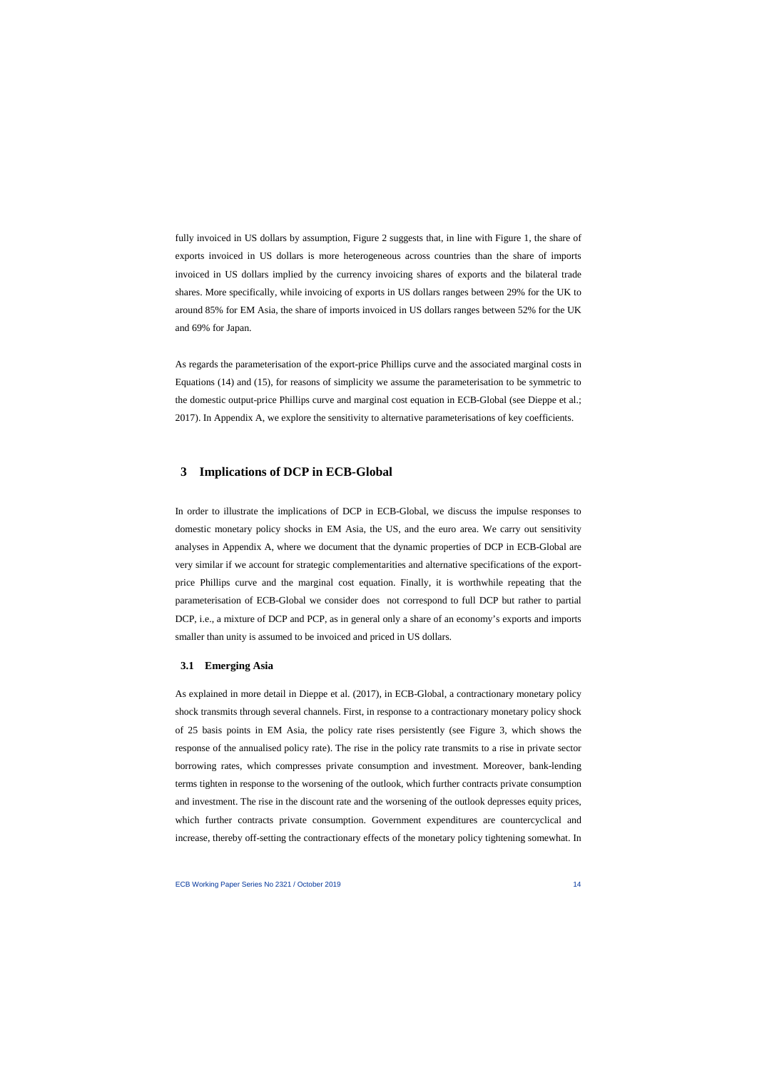fully invoiced in US dollars by assumption, Figure 2 suggests that, in line with Figure 1, the share of exports invoiced in US dollars is more heterogeneous across countries than the share of imports invoiced in US dollars implied by the currency invoicing shares of exports and the bilateral trade shares. More specifically, while invoicing of exports in US dollars ranges between 29% for the UK to around 85% for EM Asia, the share of imports invoiced in US dollars ranges between 52% for the UK and 69% for Japan.

As regards the parameterisation of the export-price Phillips curve and the associated marginal costs in Equations (14) and (15), for reasons of simplicity we assume the parameterisation to be symmetric to the domestic output-price Phillips curve and marginal cost equation in ECB-Global (see Dieppe et al.; 2017). In Appendix A, we explore the sensitivity to alternative parameterisations of key coefficients.

## 3 Implications of DCP in ECB-Global

In order to illustrate the implications of DCP in ECB-Global, we discuss the impulse responses to domestic monetary policy shocks in EM Asia, the US, and the euro area. We carry out sensitivity analyses in Appendix A, where we document that the dynamic properties of DCP in ECB-Global are very similar if we account for strategic complementarities and alternative specifications of the export-price Phillips curve and the marginal cost equation. Finally, it is worthwhile repeating that the parameterisation of ECB-Global we consider does not correspond to full DCP but rather to partial DCP, i.e., a mixture of DCP and PCP, as in general only a share of an economy's exports and imports smaller than unity is assumed to be invoiced and priced in US dollars.

### 3.1 Emerging Asia

As explained in more detail in Dieppe et al. (2017), in ECB-Global, a contractionary monetary policy shock transmits through several channels. First, in response to a contractionary monetary policy shock of 25 basis points in EM Asia, the policy rate rises persistently (see Figure 3, which shows the response of the annualised policy rate). The rise in the policy rate transmits to a rise in private sector borrowing rates, which compresses private consumption and investment. Moreover, bank-lending terms tighten in response to the worsening of the outlook, which further contracts private consumption and investment. The rise in the discount rate and the worsening of the outlook depresses equity prices, which further contracts private consumption. Government expenditures are countercyclical and increase, thereby off-setting the contractionary effects of the monetary policy tightening somewhat. In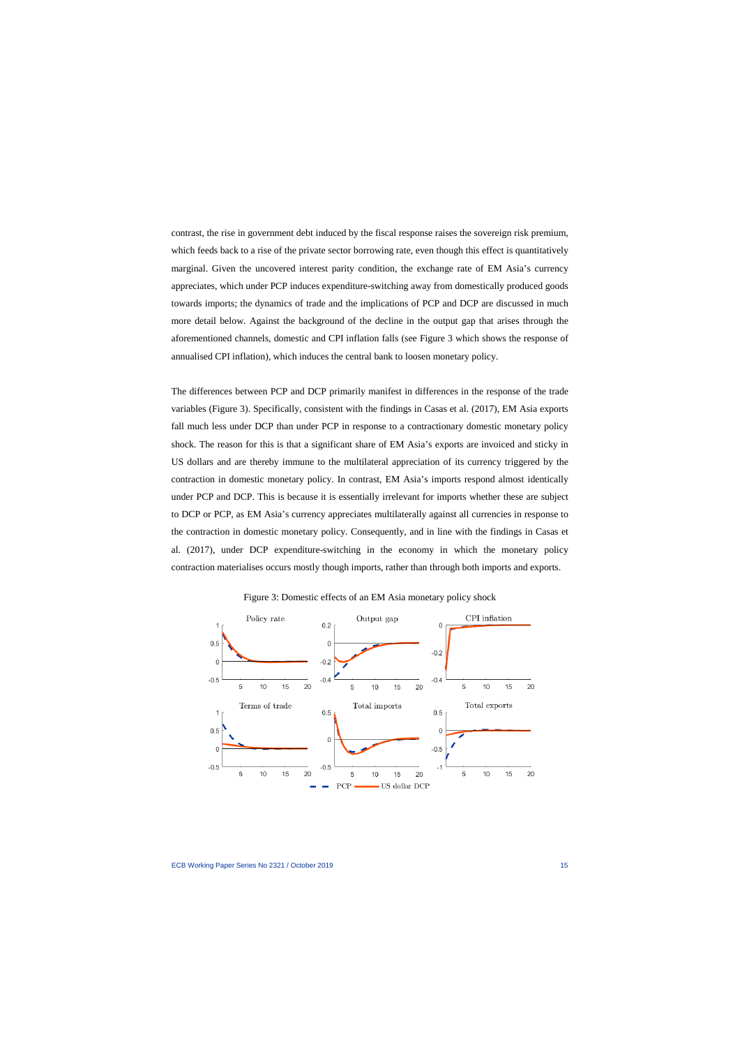contrast, the rise in government debt induced by the fiscal response raises the sovereign risk premium, which feeds back to a rise of the private sector borrowing rate, even though this effect is quantitatively marginal. Given the uncovered interest parity condition, the exchange rate of EM Asia's currency appreciates, which under PCP induces expenditure-switching away from domestically produced goods towards imports; the dynamics of trade and the implications of PCP and DCP are discussed in much more detail below. Against the background of the decline in the output gap that arises through the aforementioned channels, domestic and CPI inflation falls (see Figure 3 which shows the response of annualised CPI inflation), which induces the central bank to loosen monetary policy.

The differences between PCP and DCP primarily manifest in differences in the response of the trade variables (Figure 3). Specifically, consistent with the findings in Casas et al. (2017), EM Asia exports fall much less under DCP than under PCP in response to a contractionary domestic monetary policy shock. The reason for this is that a significant share of EM Asia's exports are invoiced and sticky in US dollars and are thereby immune to the multilateral appreciation of its currency triggered by the contraction in domestic monetary policy. In contrast, EM Asia's imports respond almost identically under PCP and DCP. This is because it is essentially irrelevant for imports whether these are subject to DCP or PCP, as EM Asia's currency appreciates multilaterally against all currencies in response to the contraction in domestic monetary policy. Consequently, and in line with the findings in Casas et al. (2017), under DCP expenditure-switching in the economy in which the monetary policy contraction materialises occurs mostly though imports, rather than through both imports and exports.

Figure 3: Domestic effects of an EM Asia monetary policy shock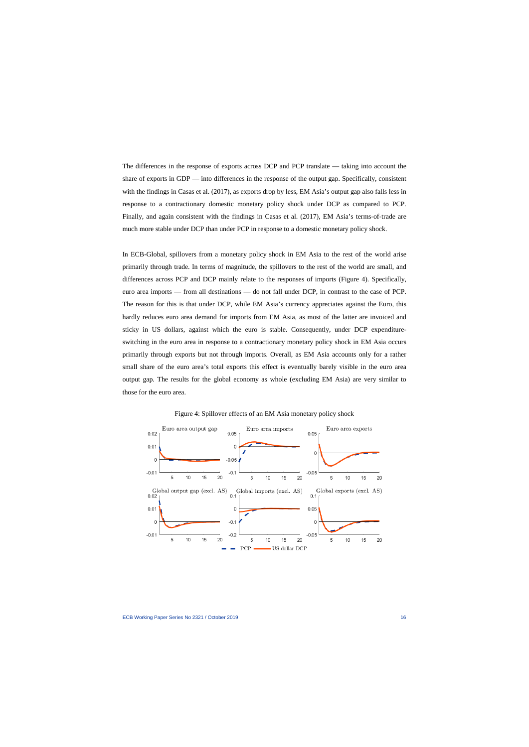The differences in the response of exports across DCP and PCP translate — taking into account the share of exports in GDP — into differences in the response of the output gap. Specifically, consistent with the findings in Casas et al. (2017), as exports drop by less, EM Asia's output gap also falls less in response to a contractionary domestic monetary policy shock under DCP as compared to PCP. Finally, and again consistent with the findings in Casas et al. (2017), EM Asia's terms-of-trade are much more stable under DCP than under PCP in response to a domestic monetary policy shock.

In ECB-Global, spillovers from a monetary policy shock in EM Asia to the rest of the world arise primarily through trade. In terms of magnitude, the spillovers to the rest of the world are small, and differences across PCP and DCP mainly relate to the responses of imports (Figure 4). Specifically, euro area imports — from all destinations — do not fall under DCP, in contrast to the case of PCP. The reason for this is that under DCP, while EM Asia's currency appreciates against the Euro, this hardly reduces euro area demand for imports from EM Asia, as most of the latter are invoiced and sticky in US dollars, against which the euro is stable. Consequently, under DCP expenditure-switching in the euro area in response to a contractionary monetary policy shock in EM Asia occurs primarily through exports but not through imports. Overall, as EM Asia accounts only for a rather small share of the euro area's total exports this effect is eventually barely visible in the euro area output gap. The results for the global economy as whole (excluding EM Asia) are very similar to those for the euro area.

Figure 4: Spillover effects of an EM Asia monetary policy shock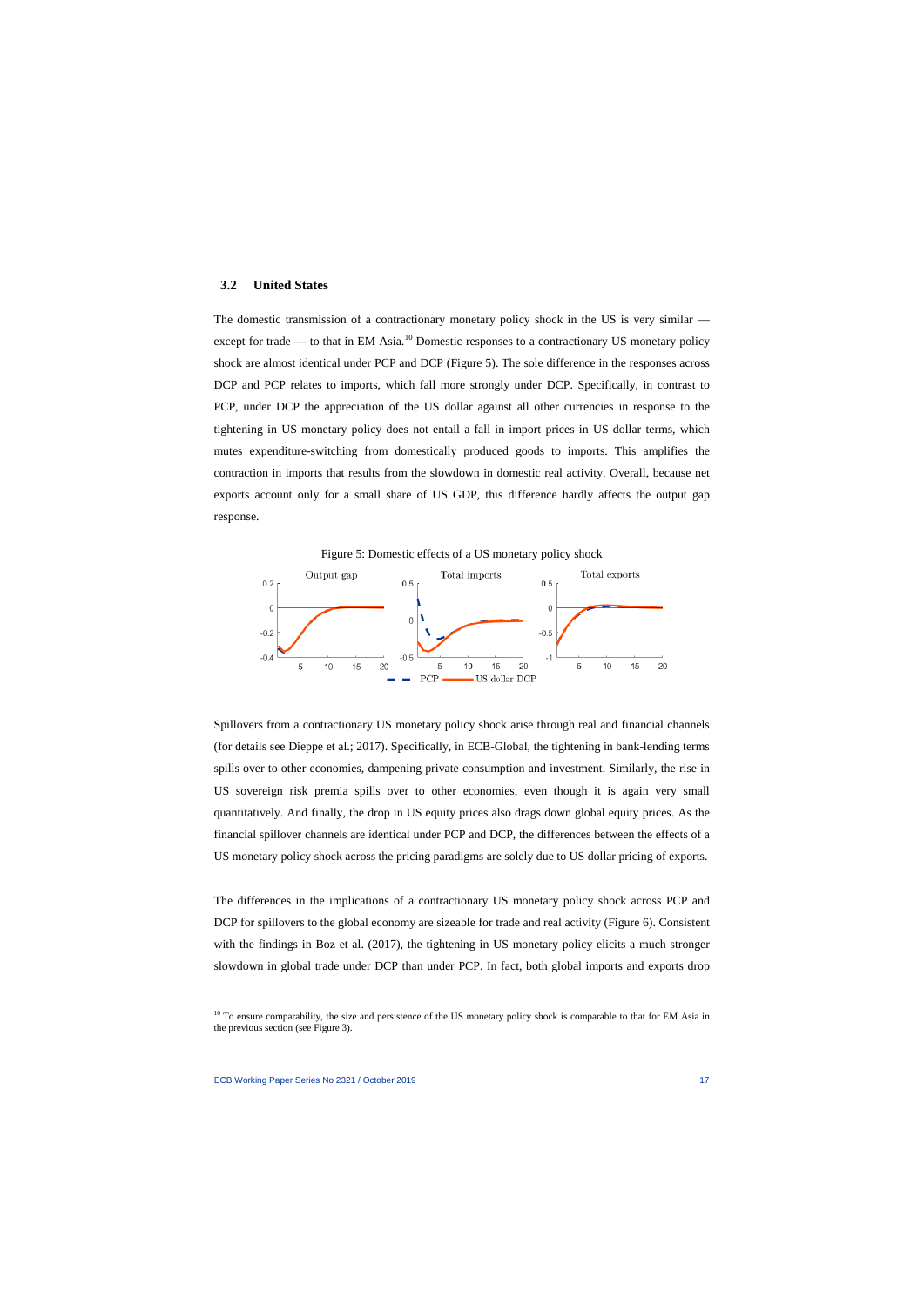### 3.2 United States

The domestic transmission of a contractionary monetary policy shock in the US is very similar — except for trade — to that in EM Asia.[10] Domestic responses to a contractionary US monetary policy shock are almost identical under PCP and DCP (Figure 5). The sole difference in the responses across DCP and PCP relates to imports, which fall more strongly under DCP. Specifically, in contrast to PCP, under DCP the appreciation of the US dollar against all other currencies in response to the tightening in US monetary policy does not entail a fall in import prices in US dollar terms, which mutes expenditure-switching from domestically produced goods to imports. This amplifies the contraction in imports that results from the slowdown in domestic real activity. Overall, because net exports account only for a small share of US GDP, this difference hardly affects the output gap response.

Figure 5: Domestic effects of a US monetary policy shock

Spillovers from a contractionary US monetary policy shock arise through real and financial channels (for details see Dieppe et al.; 2017). Specifically, in ECB-Global, the tightening in bank-lending terms spills over to other economies, dampening private consumption and investment. Similarly, the rise in US sovereign risk premia spills over to other economies, even though it is again very small quantitatively. And finally, the drop in US equity prices also drags down global equity prices. As the financial spillover channels are identical under PCP and DCP, the differences between the effects of a US monetary policy shock across the pricing paradigms are solely due to US dollar pricing of exports.

The differences in the implications of a contractionary US monetary policy shock across PCP and DCP for spillovers to the global economy are sizeable for trade and real activity (Figure 6). Consistent with the findings in Boz et al. (2017), the tightening in US monetary policy elicits a much stronger slowdown in global trade under DCP than under PCP. In fact, both global imports and exports drop

[10] To ensure comparability, the size and persistence of the US monetary policy shock is comparable to that for EM Asia in the previous section (see Figure 3).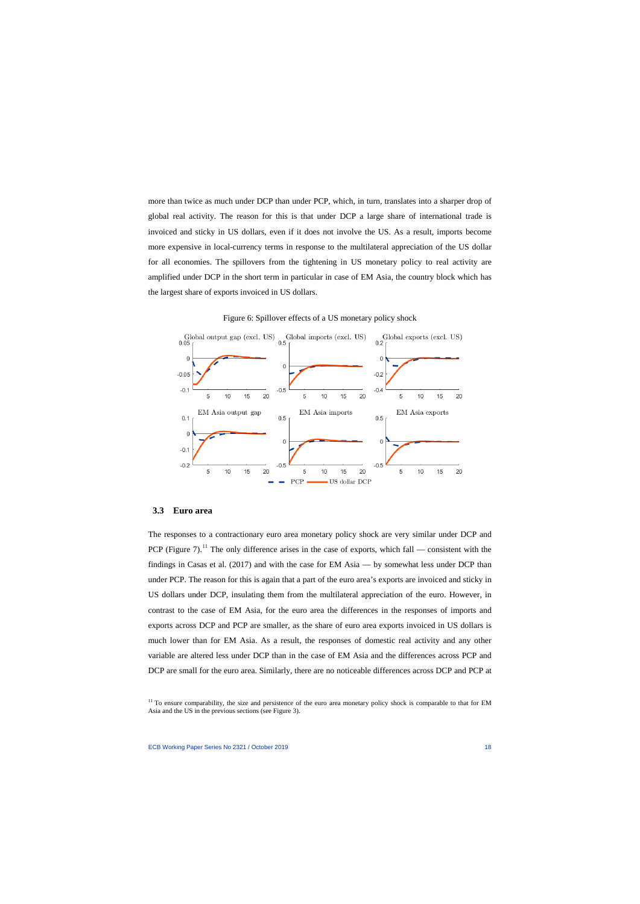more than twice as much under DCP than under PCP, which, in turn, translates into a sharper drop of global real activity. The reason for this is that under DCP a large share of international trade is invoiced and sticky in US dollars, even if it does not involve the US. As a result, imports become more expensive in local-currency terms in response to the multilateral appreciation of the US dollar for all economies. The spillovers from the tightening in US monetary policy to real activity are amplified under DCP in the short term in particular in case of EM Asia, the country block which has the largest share of exports invoiced in US dollars.

Figure 6: Spillover effects of a US monetary policy shock

## 3.3 Euro area

The responses to a contractionary euro area monetary policy shock are very similar under DCP and PCP (Figure 7).[11] The only difference arises in the case of exports, which fall — consistent with the findings in Casas et al. (2017) and with the case for EM Asia — by somewhat less under DCP than under PCP. The reason for this is again that a part of the euro area's exports are invoiced and sticky in US dollars under DCP, insulating them from the multilateral appreciation of the euro. However, in contrast to the case of EM Asia, for the euro area the differences in the responses of imports and exports across DCP and PCP are smaller, as the share of euro area exports invoiced in US dollars is much lower than for EM Asia. As a result, the responses of domestic real activity and any other variable are altered less under DCP than in the case of EM Asia and the differences across PCP and DCP are small for the euro area. Similarly, there are no noticeable differences across DCP and PCP at

[11] To ensure comparability, the size and persistence of the euro area monetary policy shock is comparable to that for EM Asia and the US in the previous sections (see Figure 3).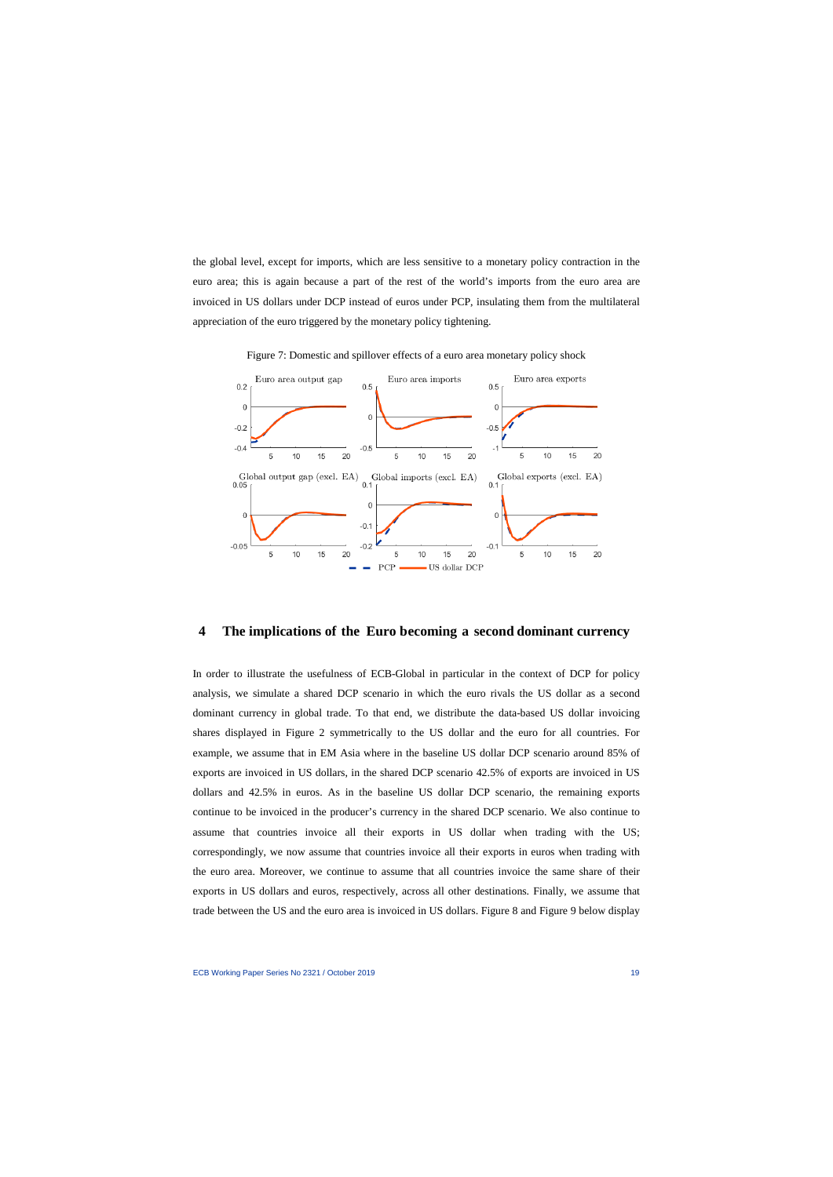the global level, except for imports, which are less sensitive to a monetary policy contraction in the euro area; this is again because a part of the rest of the world's imports from the euro area are invoiced in US dollars under DCP instead of euros under PCP, insulating them from the multilateral appreciation of the euro triggered by the monetary policy tightening.

Figure 7: Domestic and spillover effects of a euro area monetary policy shock

## 4 The implications of the Euro becoming a second dominant currency

In order to illustrate the usefulness of ECB-Global in particular in the context of DCP for policy analysis, we simulate a shared DCP scenario in which the euro rivals the US dollar as a second dominant currency in global trade. To that end, we distribute the data-based US dollar invoicing shares displayed in Figure 2 symmetrically to the US dollar and the euro for all countries. For example, we assume that in EM Asia where in the baseline US dollar DCP scenario around 85% of exports are invoiced in US dollars, in the shared DCP scenario 42.5% of exports are invoiced in US dollars and 42.5% in euros. As in the baseline US dollar DCP scenario, the remaining exports continue to be invoiced in the producer's currency in the shared DCP scenario. We also continue to assume that countries invoice all their exports in US dollar when trading with the US; correspondingly, we now assume that countries invoice all their exports in euros when trading with the euro area. Moreover, we continue to assume that all countries invoice the same share of their exports in US dollars and euros, respectively, across all other destinations. Finally, we assume that trade between the US and the euro area is invoiced in US dollars. Figure 8 and Figure 9 below display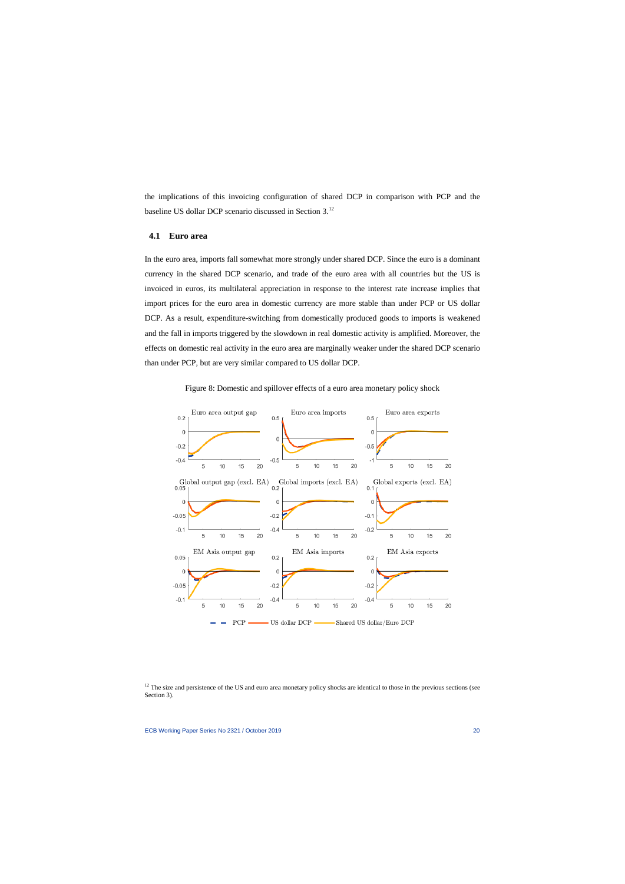the implications of this invoicing configuration of shared DCP in comparison with PCP and the baseline US dollar DCP scenario discussed in Section 3.[12]

### 4.1 Euro area

In the euro area, imports fall somewhat more strongly under shared DCP. Since the euro is a dominant currency in the shared DCP scenario, and trade of the euro area with all countries but the US is invoiced in euros, its multilateral appreciation in response to the interest rate increase implies that import prices for the euro area in domestic currency are more stable than under PCP or US dollar DCP. As a result, expenditure-switching from domestically produced goods to imports is weakened and the fall in imports triggered by the slowdown in real domestic activity is amplified. Moreover, the effects on domestic real activity in the euro area are marginally weaker under the shared DCP scenario than under PCP, but are very similar compared to US dollar DCP.

Figure 8: Domestic and spillover effects of a euro area monetary policy shock

[12] The size and persistence of the US and euro area monetary policy shocks are identical to those in the previous sections (see Section 3).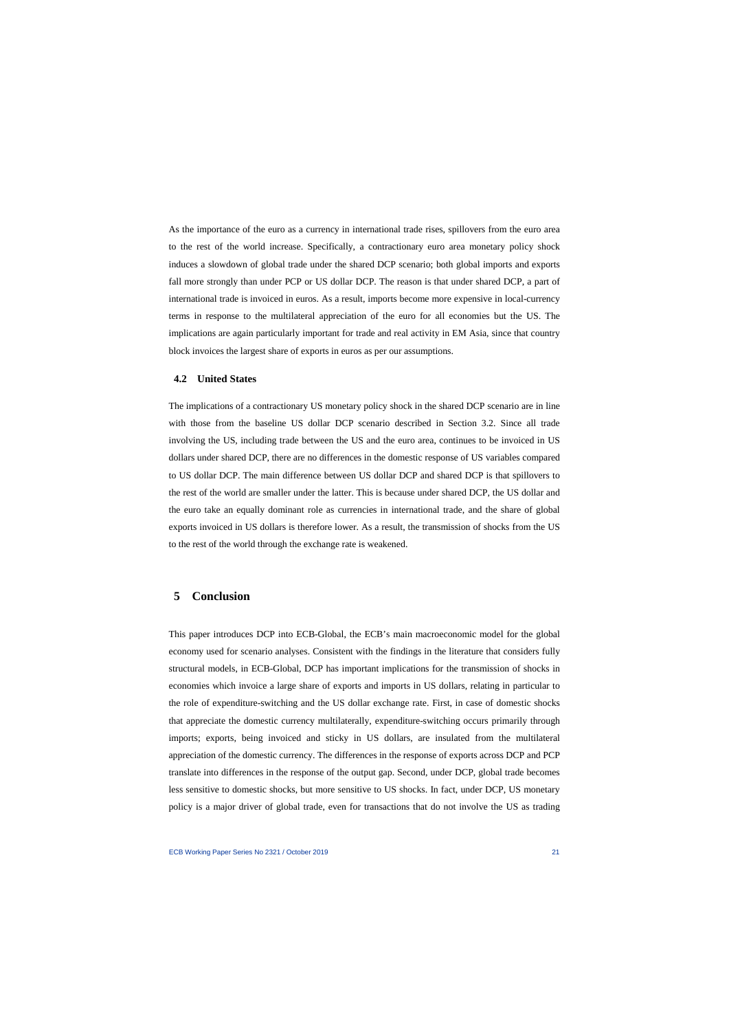As the importance of the euro as a currency in international trade rises, spillovers from the euro area to the rest of the world increase. Specifically, a contractionary euro area monetary policy shock induces a slowdown of global trade under the shared DCP scenario; both global imports and exports fall more strongly than under PCP or US dollar DCP. The reason is that under shared DCP, a part of international trade is invoiced in euros. As a result, imports become more expensive in local-currency terms in response to the multilateral appreciation of the euro for all economies but the US. The implications are again particularly important for trade and real activity in EM Asia, since that country block invoices the largest share of exports in euros as per our assumptions.

### 4.2 United States

The implications of a contractionary US monetary policy shock in the shared DCP scenario are in line with those from the baseline US dollar DCP scenario described in Section 3.2. Since all trade involving the US, including trade between the US and the euro area, continues to be invoiced in US dollars under shared DCP, there are no differences in the domestic response of US variables compared to US dollar DCP. The main difference between US dollar DCP and shared DCP is that spillovers to the rest of the world are smaller under the latter. This is because under shared DCP, the US dollar and the euro take an equally dominant role as currencies in international trade, and the share of global exports invoiced in US dollars is therefore lower. As a result, the transmission of shocks from the US to the rest of the world through the exchange rate is weakened.

## 5 Conclusion

This paper introduces DCP into ECB-Global, the ECB's main macroeconomic model for the global economy used for scenario analyses. Consistent with the findings in the literature that considers fully structural models, in ECB-Global, DCP has important implications for the transmission of shocks in economies which invoice a large share of exports and imports in US dollars, relating in particular to the role of expenditure-switching and the US dollar exchange rate. First, in case of domestic shocks that appreciate the domestic currency multilaterally, expenditure-switching occurs primarily through imports; exports, being invoiced and sticky in US dollars, are insulated from the multilateral appreciation of the domestic currency. The differences in the response of exports across DCP and PCP translate into differences in the response of the output gap. Second, under DCP, global trade becomes less sensitive to domestic shocks, but more sensitive to US shocks. In fact, under DCP, US monetary policy is a major driver of global trade, even for transactions that do not involve the US as trading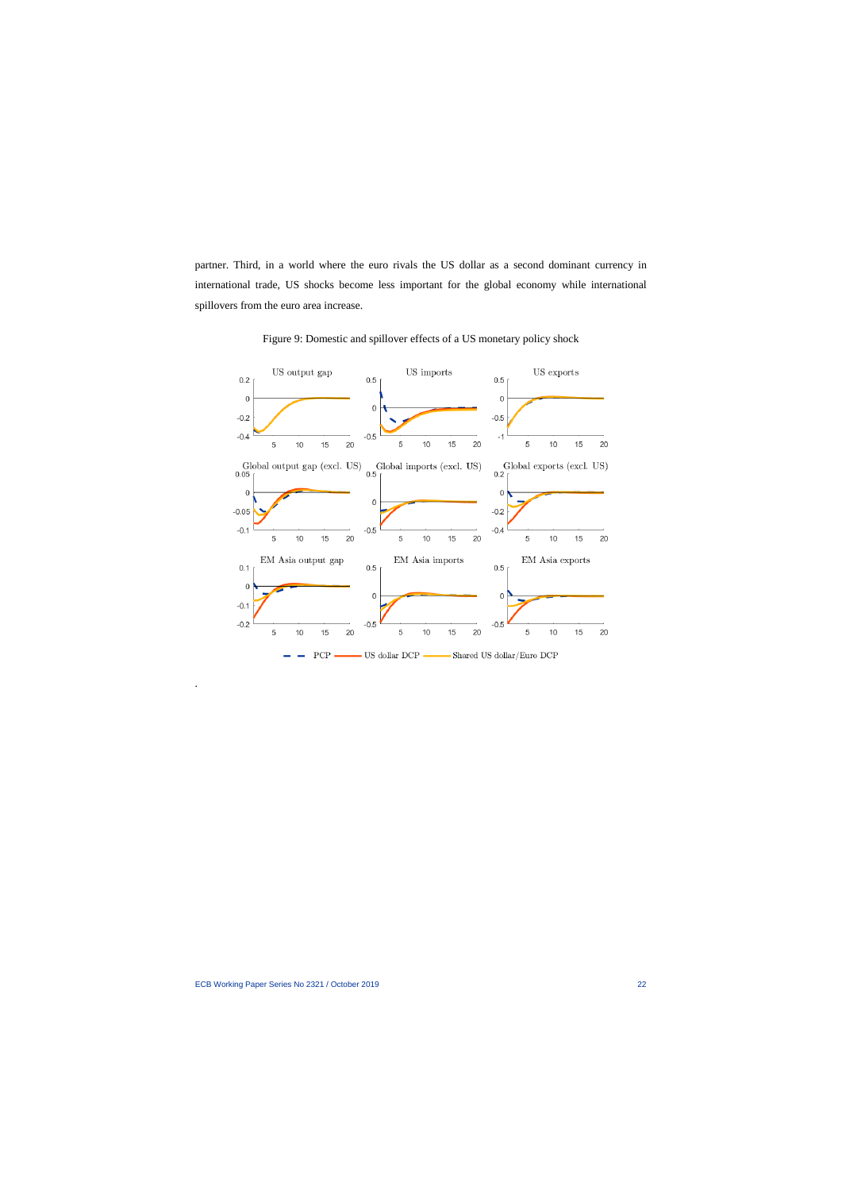partner. Third, in a world where the euro rivals the US dollar as a second dominant currency in international trade, US shocks become less important for the global economy while international spillovers from the euro area increase.

Figure 9: Domestic and spillover effects of a US monetary policy shock

.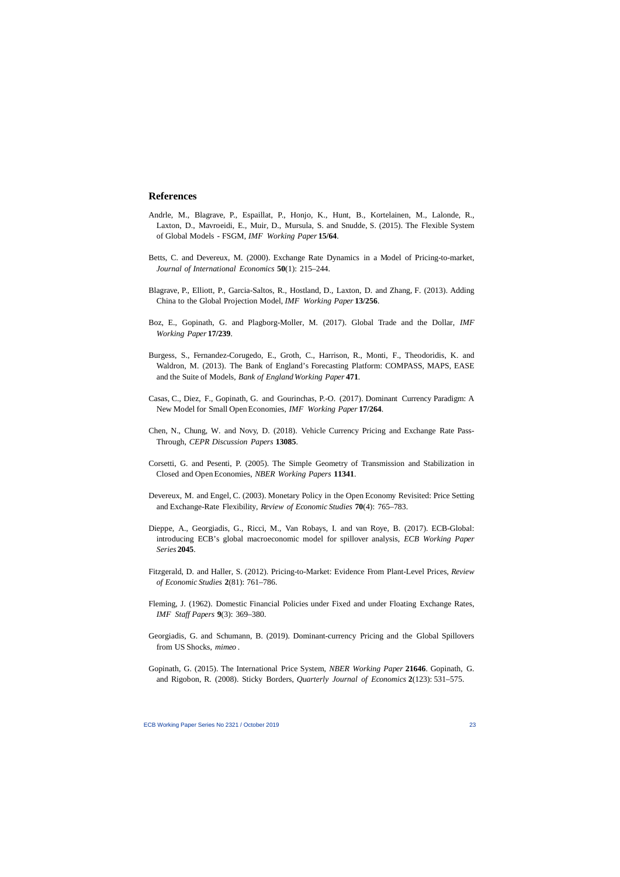## References

Andrle, M., Blagrave, P., Espaillat, P., Honjo, K., Hunt, B., Kortelainen, M., Lalonde, R., Laxton, D., Mavroeidi, E., Muir, D., Mursula, S. and Snudde, S. (2015). The Flexible System of Global Models - FSGM, *IMF Working Paper* **15/64**.

Betts, C. and Devereux, M. (2000). Exchange Rate Dynamics in a Model of Pricing-to-market, *Journal of International Economics* **50**(1): 215–244.

Blagrave, P., Elliott, P., Garcia-Saltos, R., Hostland, D., Laxton, D. and Zhang, F. (2013). Adding China to the Global Projection Model, *IMF Working Paper* **13/256**.

Boz, E., Gopinath, G. and Plagborg-Moller, M. (2017). Global Trade and the Dollar, *IMF Working Paper* **17/239**.

Burgess, S., Fernandez-Corugedo, E., Groth, C., Harrison, R., Monti, F., Theodoridis, K. and Waldron, M. (2013). The Bank of England's Forecasting Platform: COMPASS, MAPS, EASE and the Suite of Models, *Bank of England Working Paper* **471**.

Casas, C., Diez, F., Gopinath, G. and Gourinchas, P.-O. (2017). Dominant Currency Paradigm: A New Model for Small Open Economies, *IMF Working Paper* **17/264**.

Chen, N., Chung, W. and Novy, D. (2018). Vehicle Currency Pricing and Exchange Rate Pass-Through, *CEPR Discussion Papers* **13085**.

Corsetti, G. and Pesenti, P. (2005). The Simple Geometry of Transmission and Stabilization in Closed and Open Economies, *NBER Working Papers* **11341**.

Devereux, M. and Engel, C. (2003). Monetary Policy in the Open Economy Revisited: Price Setting and Exchange-Rate Flexibility, *Review of Economic Studies* **70**(4): 765–783.

Dieppe, A., Georgiadis, G., Ricci, M., Van Robays, I. and van Roye, B. (2017). ECB-Global: introducing ECB's global macroeconomic model for spillover analysis, *ECB Working Paper Series* **2045**.

Fitzgerald, D. and Haller, S. (2012). Pricing-to-Market: Evidence From Plant-Level Prices, *Review of Economic Studies* **2**(81): 761–786.

Fleming, J. (1962). Domestic Financial Policies under Fixed and under Floating Exchange Rates, *IMF Staff Papers* **9**(3): 369–380.

Georgiadis, G. and Schumann, B. (2019). Dominant-currency Pricing and the Global Spillovers from US Shocks, *mimeo* .

Gopinath, G. (2015). The International Price System, *NBER Working Paper* **21646**. Gopinath, G. and Rigobon, R. (2008). Sticky Borders, *Quarterly Journal of Economics* **2**(123): 531–575.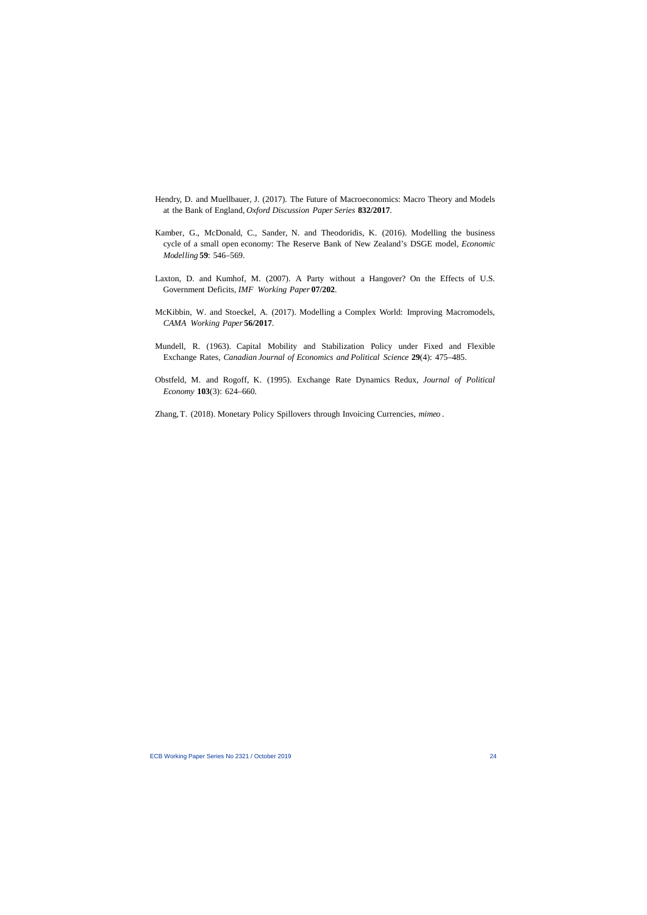Hendry, D. and Muellbauer, J. (2017). The Future of Macroeconomics: Macro Theory and Models at the Bank of England, *Oxford Discussion Paper Series* **832/2017**.

Kamber, G., McDonald, C., Sander, N. and Theodoridis, K. (2016). Modelling the business cycle of a small open economy: The Reserve Bank of New Zealand's DSGE model, *Economic Modelling* **59**: 546–569.

Laxton, D. and Kumhof, M. (2007). A Party without a Hangover? On the Effects of U.S. Government Deficits, *IMF Working Paper* **07/202**.

McKibbin, W. and Stoeckel, A. (2017). Modelling a Complex World: Improving Macromodels, *CAMA Working Paper* **56/2017**.

Mundell, R. (1963). Capital Mobility and Stabilization Policy under Fixed and Flexible Exchange Rates, *Canadian Journal of Economics and Political Science* **29**(4): 475–485.

Obstfeld, M. and Rogoff, K. (1995). Exchange Rate Dynamics Redux, *Journal of Political Economy* **103**(3): 624–660.

Zhang, T. (2018). Monetary Policy Spillovers through Invoicing Currencies, *mimeo* .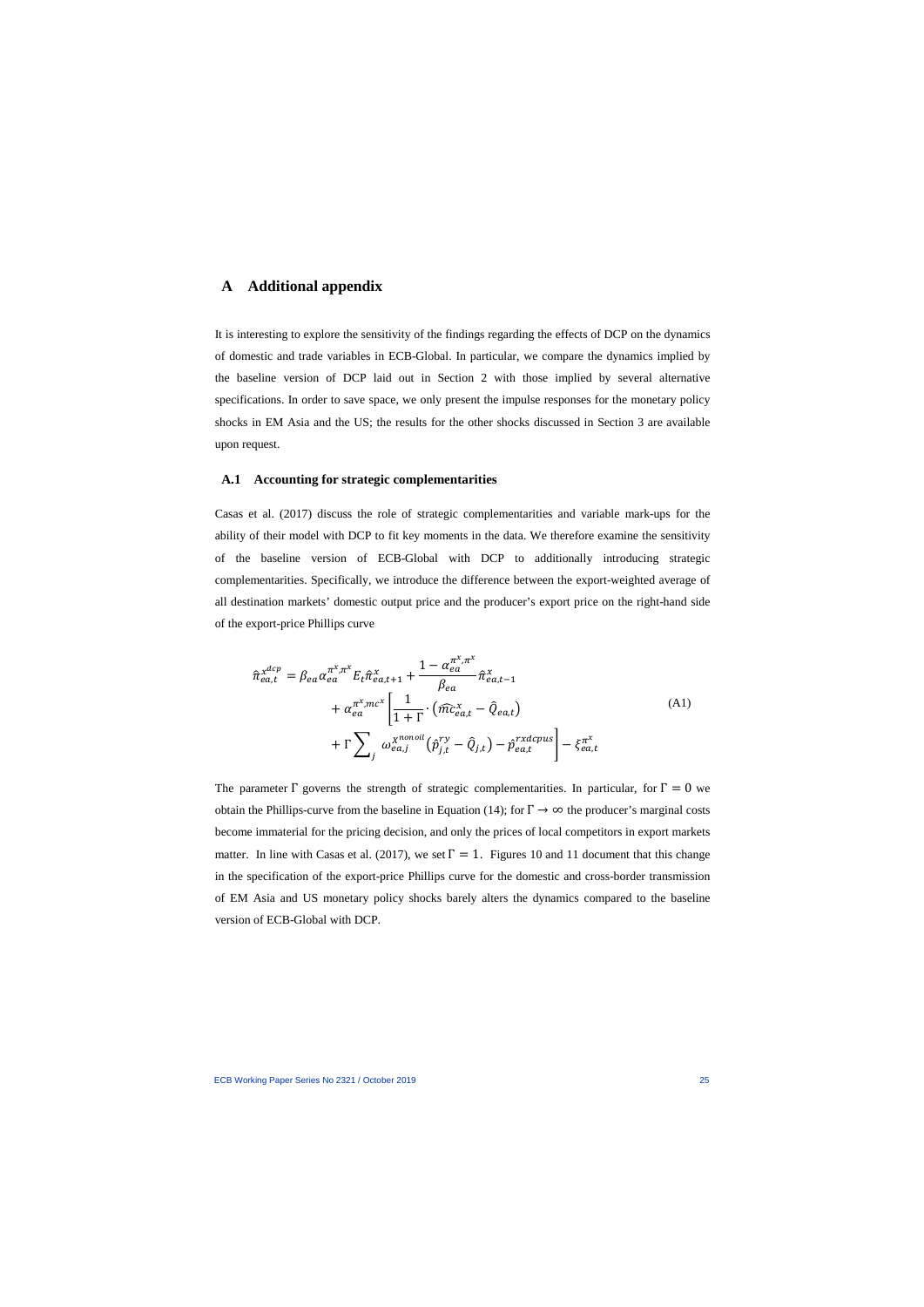# A Additional appendix

It is interesting to explore the sensitivity of the findings regarding the effects of DCP on the dynamics of domestic and trade variables in ECB-Global. In particular, we compare the dynamics implied by the baseline version of DCP laid out in Section 2 with those implied by several alternative specifications. In order to save space, we only present the impulse responses for the monetary policy shocks in EM Asia and the US; the results for the other shocks discussed in Section 3 are available upon request.

## A.1 Accounting for strategic complementarities

Casas et al. (2017) discuss the role of strategic complementarities and variable mark-ups for the ability of their model with DCP to fit key moments in the data. We therefore examine the sensitivity of the baseline version of ECB-Global with DCP to additionally introducing strategic complementarities. Specifically, we introduce the difference between the export-weighted average of all destination markets' domestic output price and the producer's export price on the right-hand side of the export-price Phillips curve

$$
\begin{aligned}
\hat{\pi}^{x^{dcp}}_{ea,t} &= \beta_{ea}\alpha_{ea}^{\pi^x,\pi^x} E_t \hat{\pi}^x_{ea,t+1} + \frac{1-\alpha_{ea}^{\pi^x,\pi^x}}{\beta_{ea}} \hat{\pi}^x_{ea,t-1} \\
&\quad + \alpha_{ea}^{\pi^x,mc^x}\left[\frac{1}{1+\Gamma}\cdot\left(\widehat{mc}^x_{ea,t} - \hat{Q}_{ea,t}\right)\right. \\
&\quad \left. + \Gamma \sum_j \omega_{ea,j}^{X^{nonoil}}\left(\hat{p}^{ry}_{j,t} - \hat{Q}_{j,t}\right) - \hat{p}^{rxdcpus}_{ea,t}\right] - \xi^{\pi^x}_{ea,t}
\end{aligned} \tag{A1}
$$

The parameter $\Gamma$ governs the strength of strategic complementarities. In particular, for $\Gamma = 0$ we obtain the Phillips-curve from the baseline in Equation (14); for $\Gamma \rightarrow \infty$ the producer's marginal costs become immaterial for the pricing decision, and only the prices of local competitors in export markets matter. In line with Casas et al. (2017), we set $\Gamma = 1$. Figures 10 and 11 document that this change in the specification of the export-price Phillips curve for the domestic and cross-border transmission of EM Asia and US monetary policy shocks barely alters the dynamics compared to the baseline version of ECB-Global with DCP.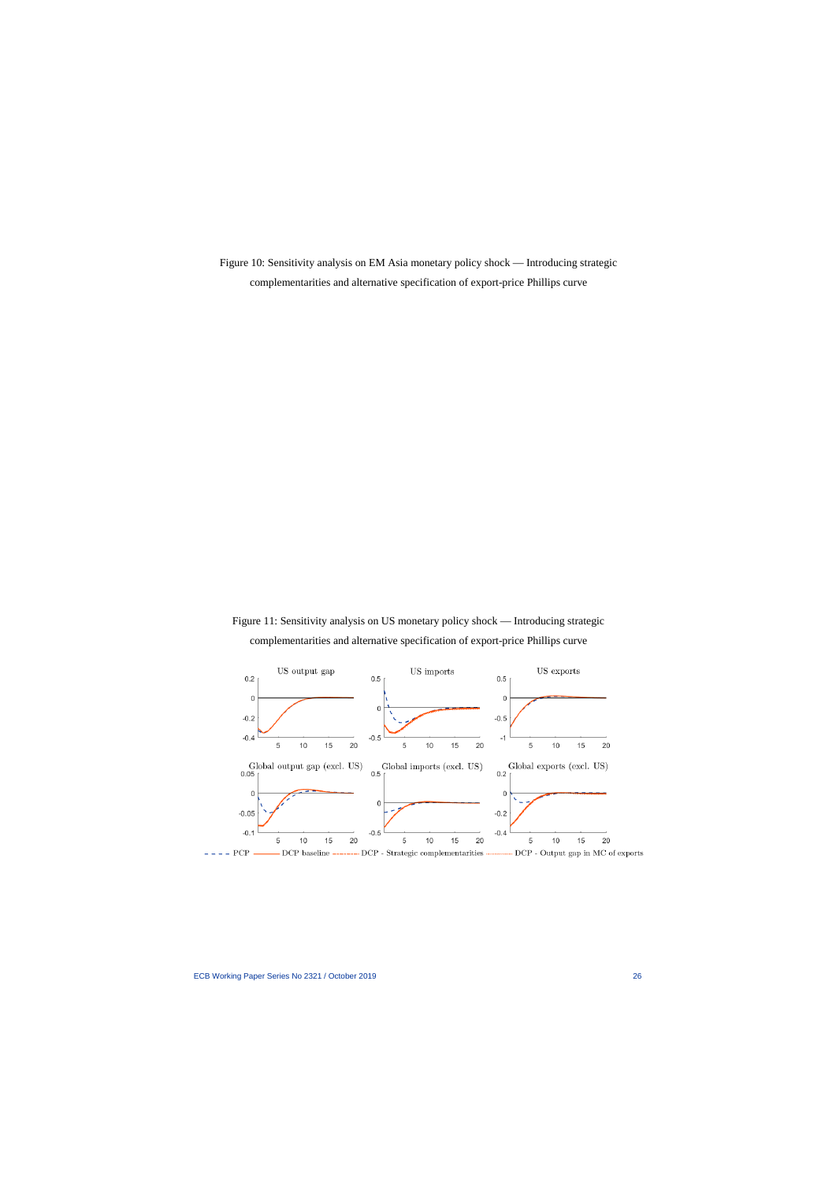Figure 10: Sensitivity analysis on EM Asia monetary policy shock — Introducing strategic complementarities and alternative specification of export-price Phillips curve

Figure 11: Sensitivity analysis on US monetary policy shock — Introducing strategic complementarities and alternative specification of export-price Phillips curve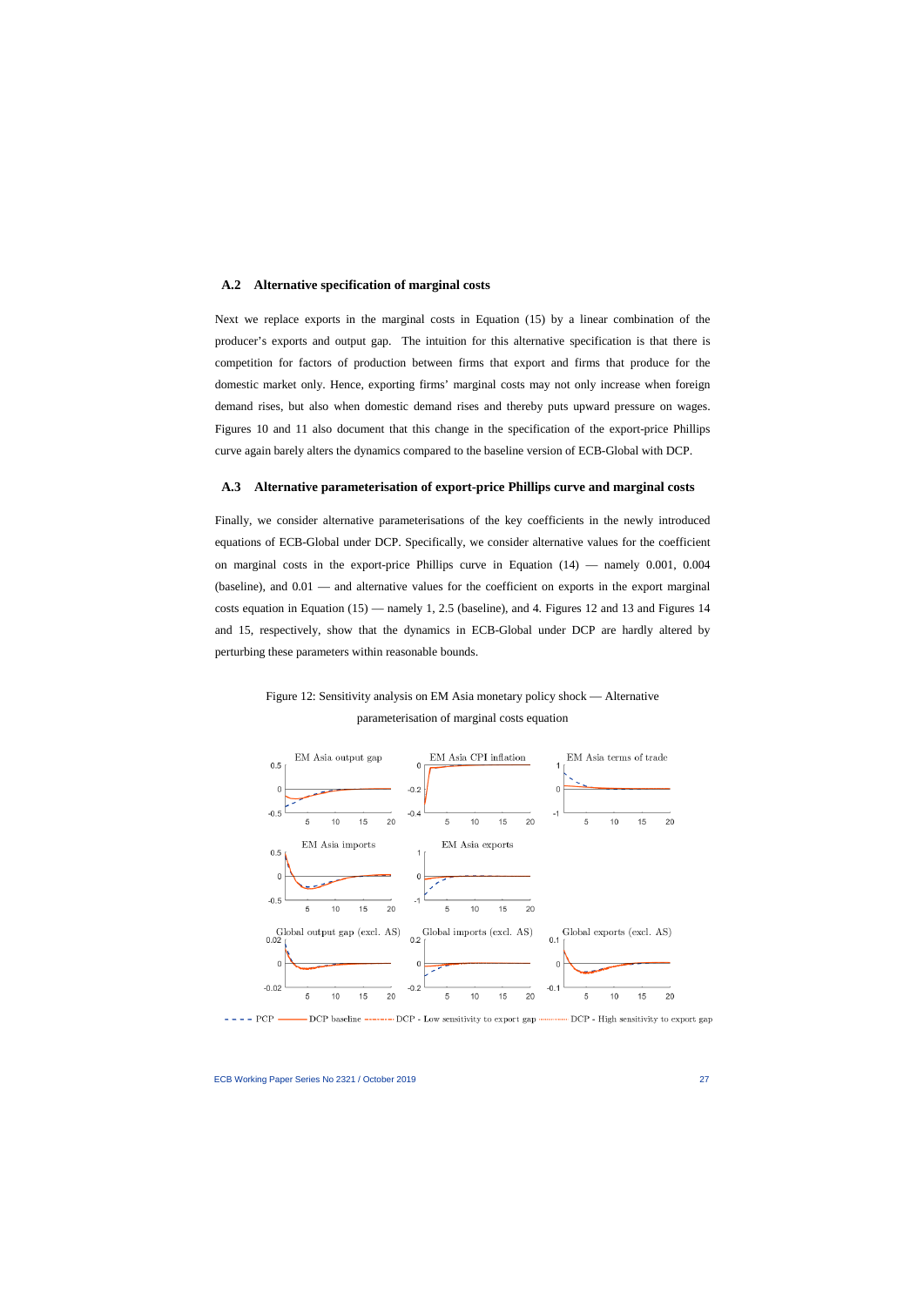### A.2 Alternative specification of marginal costs

Next we replace exports in the marginal costs in Equation (15) by a linear combination of the producer's exports and output gap. The intuition for this alternative specification is that there is competition for factors of production between firms that export and firms that produce for the domestic market only. Hence, exporting firms' marginal costs may not only increase when foreign demand rises, but also when domestic demand rises and thereby puts upward pressure on wages. Figures 10 and 11 also document that this change in the specification of the export-price Phillips curve again barely alters the dynamics compared to the baseline version of ECB-Global with DCP.

### A.3 Alternative parameterisation of export-price Phillips curve and marginal costs

Finally, we consider alternative parameterisations of the key coefficients in the newly introduced equations of ECB-Global under DCP. Specifically, we consider alternative values for the coefficient on marginal costs in the export-price Phillips curve in Equation (14) — namely 0.001, 0.004 (baseline), and 0.01 — and alternative values for the coefficient on exports in the export marginal costs equation in Equation (15) — namely 1, 2.5 (baseline), and 4. Figures 12 and 13 and Figures 14 and 15, respectively, show that the dynamics in ECB-Global under DCP are hardly altered by perturbing these parameters within reasonable bounds.

Figure 12: Sensitivity analysis on EM Asia monetary policy shock — Alternative parameterisation of marginal costs equation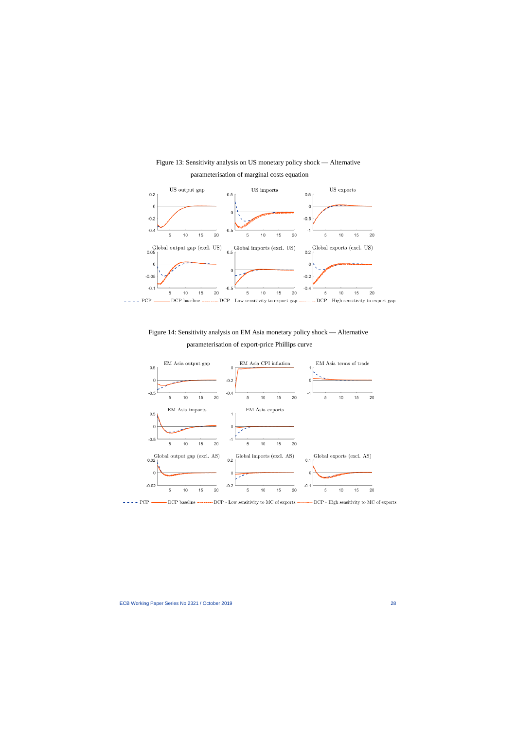Figure 13: Sensitivity analysis on US monetary policy shock — Alternative parameterisation of marginal costs equation

Figure 14: Sensitivity analysis on EM Asia monetary policy shock — Alternative parameterisation of export-price Phillips curve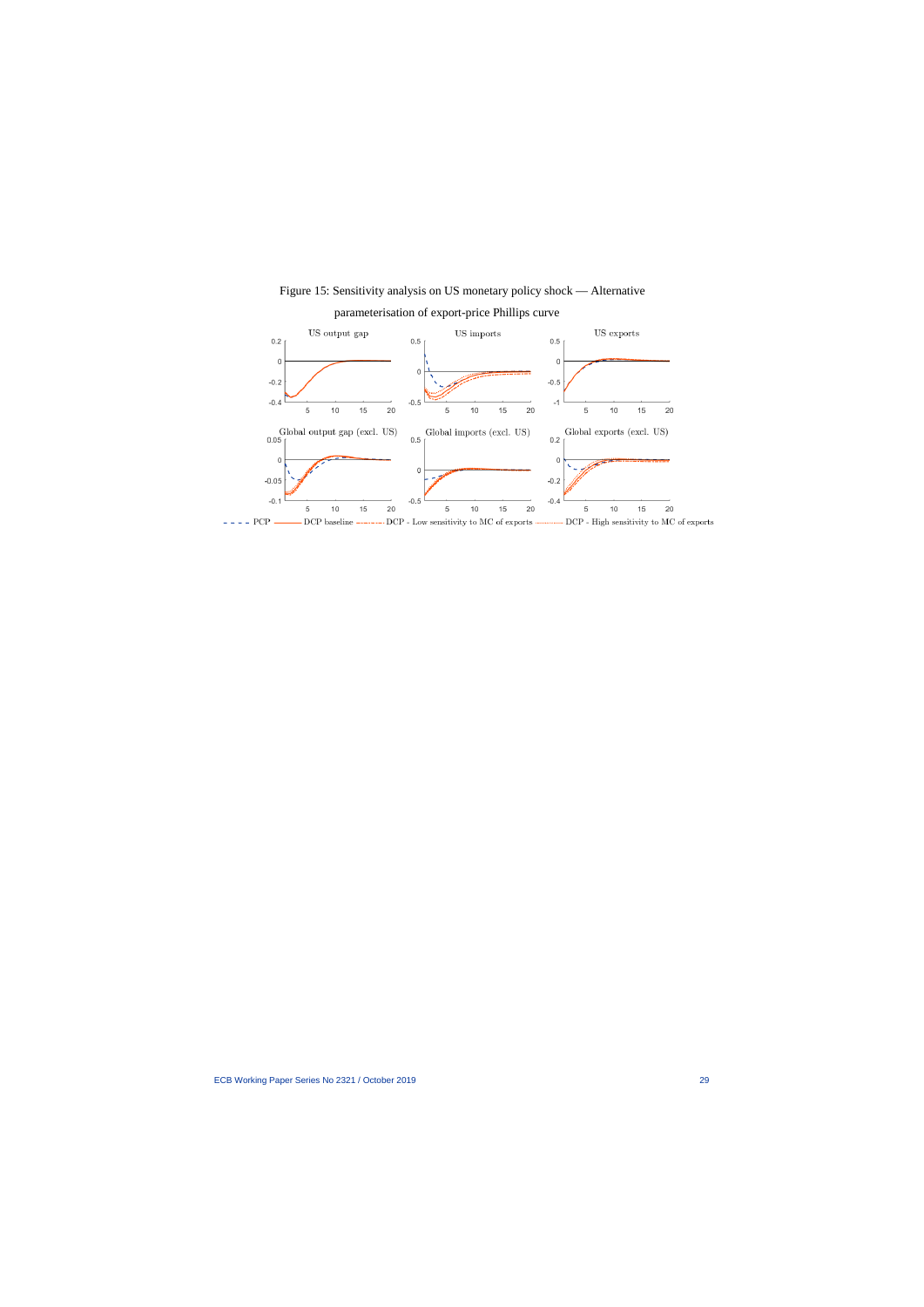Figure 15: Sensitivity analysis on US monetary policy shock — Alternative parameterisation of export-price Phillips curve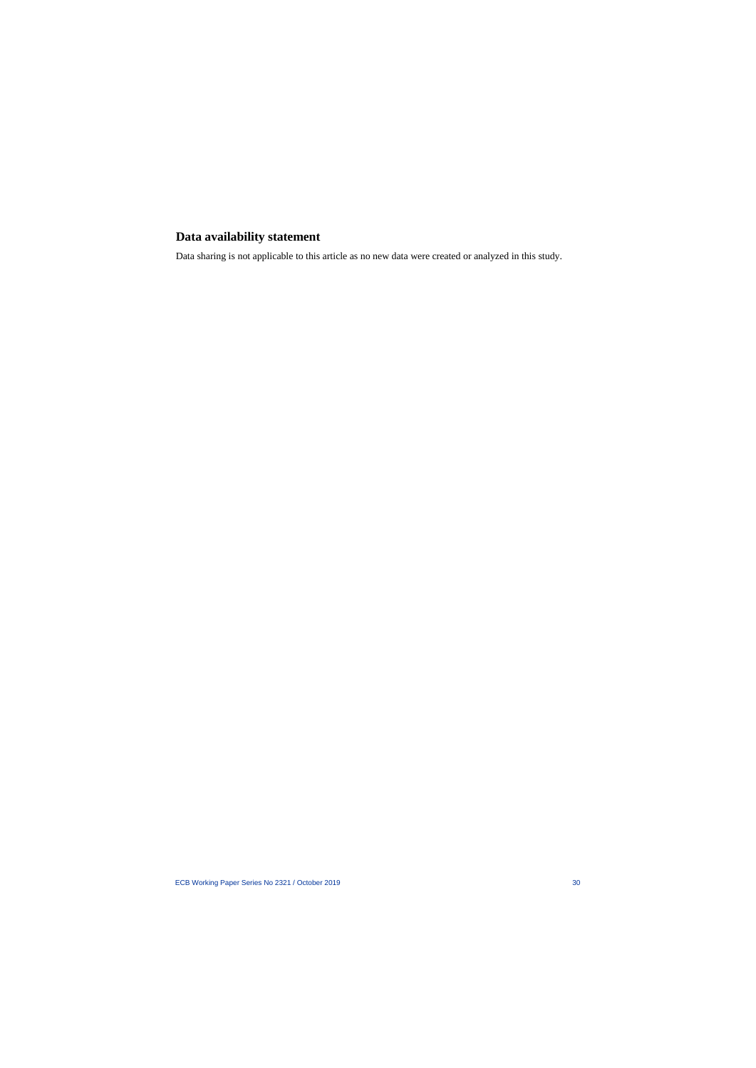## Data availability statement

Data sharing is not applicable to this article as no new data were created or analyzed in this study.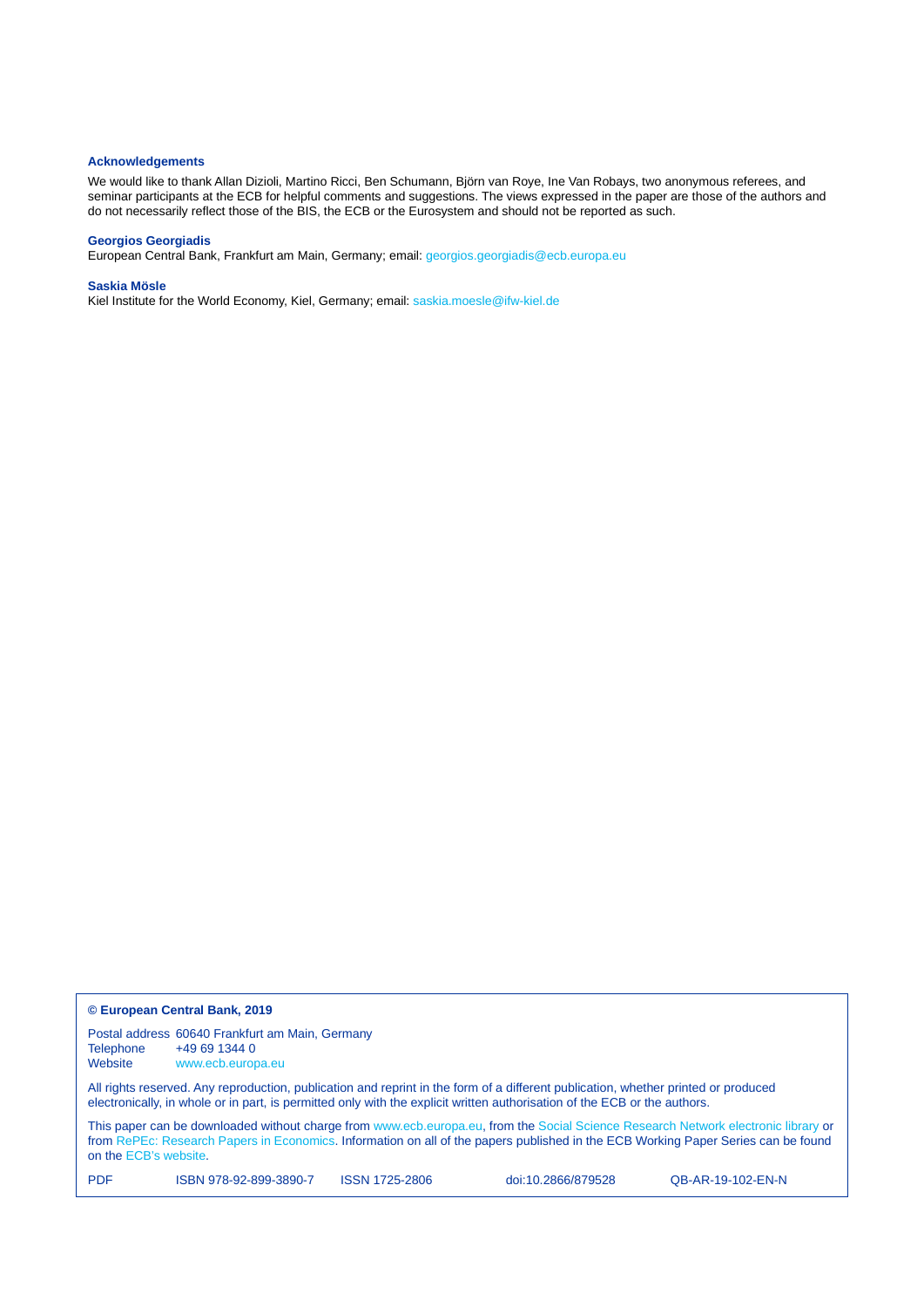**Acknowledgements**

We would like to thank Allan Dizioli, Martino Ricci, Ben Schumann, Björn van Roye, Ine Van Robays, two anonymous referees, and seminar participants at the ECB for helpful comments and suggestions. The views expressed in the paper are those of the authors and do not necessarily reflect those of the BIS, the ECB or the Eurosystem and should not be reported as such.

**Georgios Georgiadis**
European Central Bank, Frankfurt am Main, Germany; email: georgios.georgiadis@ecb.europa.eu

**Saskia Mösle**
Kiel Institute for the World Economy, Kiel, Germany; email: saskia.moesle@ifw-kiel.de

**© European Central Bank, 2019**

Postal address 60640 Frankfurt am Main, Germany
Telephone +49 69 1344 0
Website www.ecb.europa.eu

All rights reserved. Any reproduction, publication and reprint in the form of a different publication, whether printed or produced electronically, in whole or in part, is permitted only with the explicit written authorisation of the ECB or the authors.

This paper can be downloaded without charge from www.ecb.europa.eu, from the Social Science Research Network electronic library or from RePEc: Research Papers in Economics. Information on all of the papers published in the ECB Working Paper Series can be found on the ECB's website.

PDF ISBN 978-92-899-3890-7 ISSN 1725-2806 doi:10.2866/879528 QB-AR-19-102-EN-N